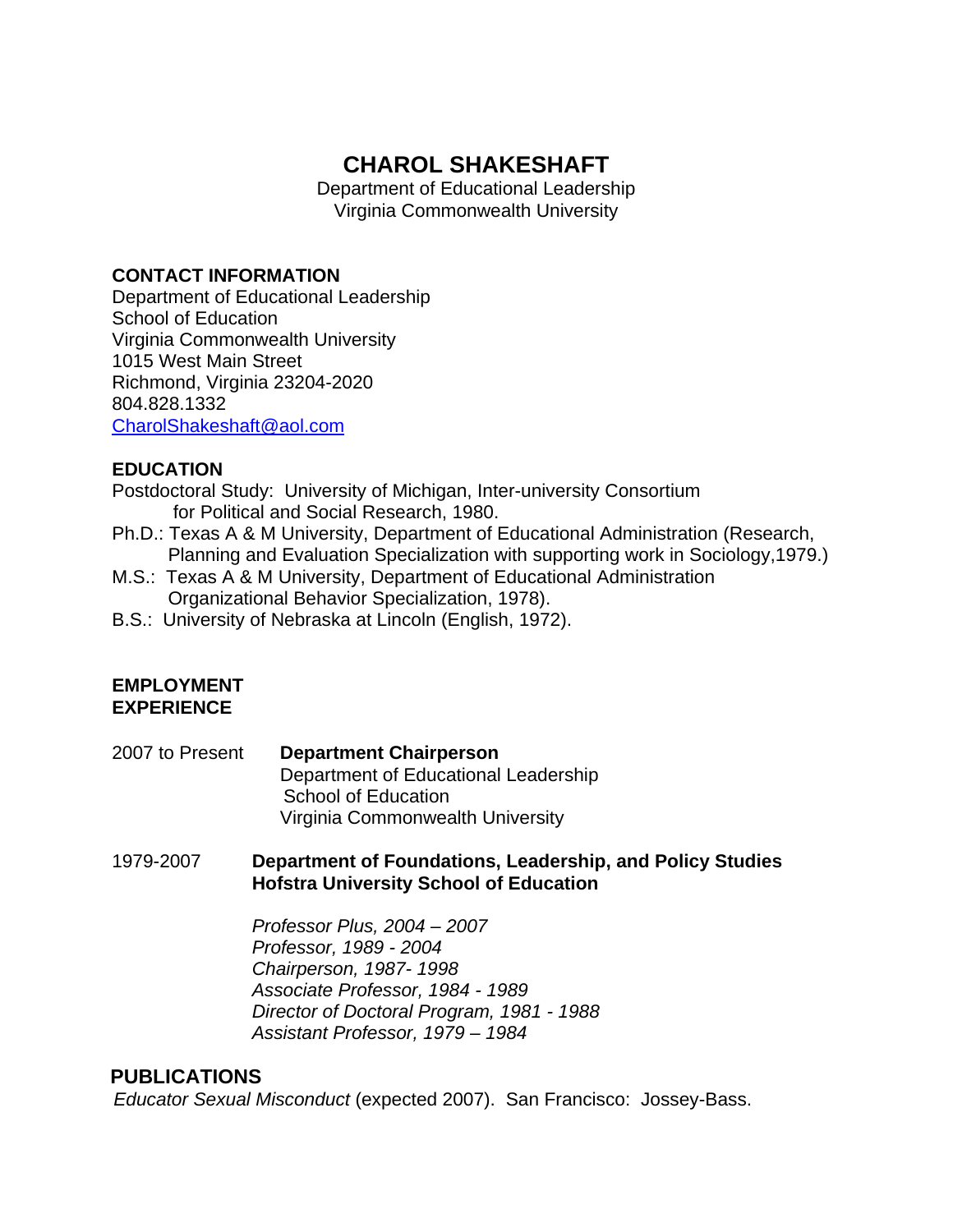# CHAROL SHAKESHAFT

Department of Educational Leadership
Virginia Commonwealth University

## CONTACT INFORMATION

Department of Educational Leadership
School of Education
Virginia Commonwealth University
1015 West Main Street
Richmond, Virginia 23204-2020
804.828.1332
CharolShakeshaft@aol.com

## EDUCATION

Postdoctoral Study: University of Michigan, Inter-university Consortium for Political and Social Research, 1980.

Ph.D.: Texas A & M University, Department of Educational Administration (Research, Planning and Evaluation Specialization with supporting work in Sociology,1979.)

M.S.: Texas A & M University, Department of Educational Administration Organizational Behavior Specialization, 1978).

B.S.: University of Nebraska at Lincoln (English, 1972).

## EMPLOYMENT EXPERIENCE

2007 to Present **Department Chairperson**
Department of Educational Leadership
School of Education
Virginia Commonwealth University

1979-2007 **Department of Foundations, Leadership, and Policy Studies**
**Hofstra University School of Education**

*Professor Plus, 2004 – 2007*
*Professor, 1989 - 2004*
*Chairperson, 1987- 1998*
*Associate Professor, 1984 - 1989*
*Director of Doctoral Program, 1981 - 1988*
*Assistant Professor, 1979 – 1984*

## PUBLICATIONS

*Educator Sexual Misconduct* (expected 2007). San Francisco: Jossey-Bass.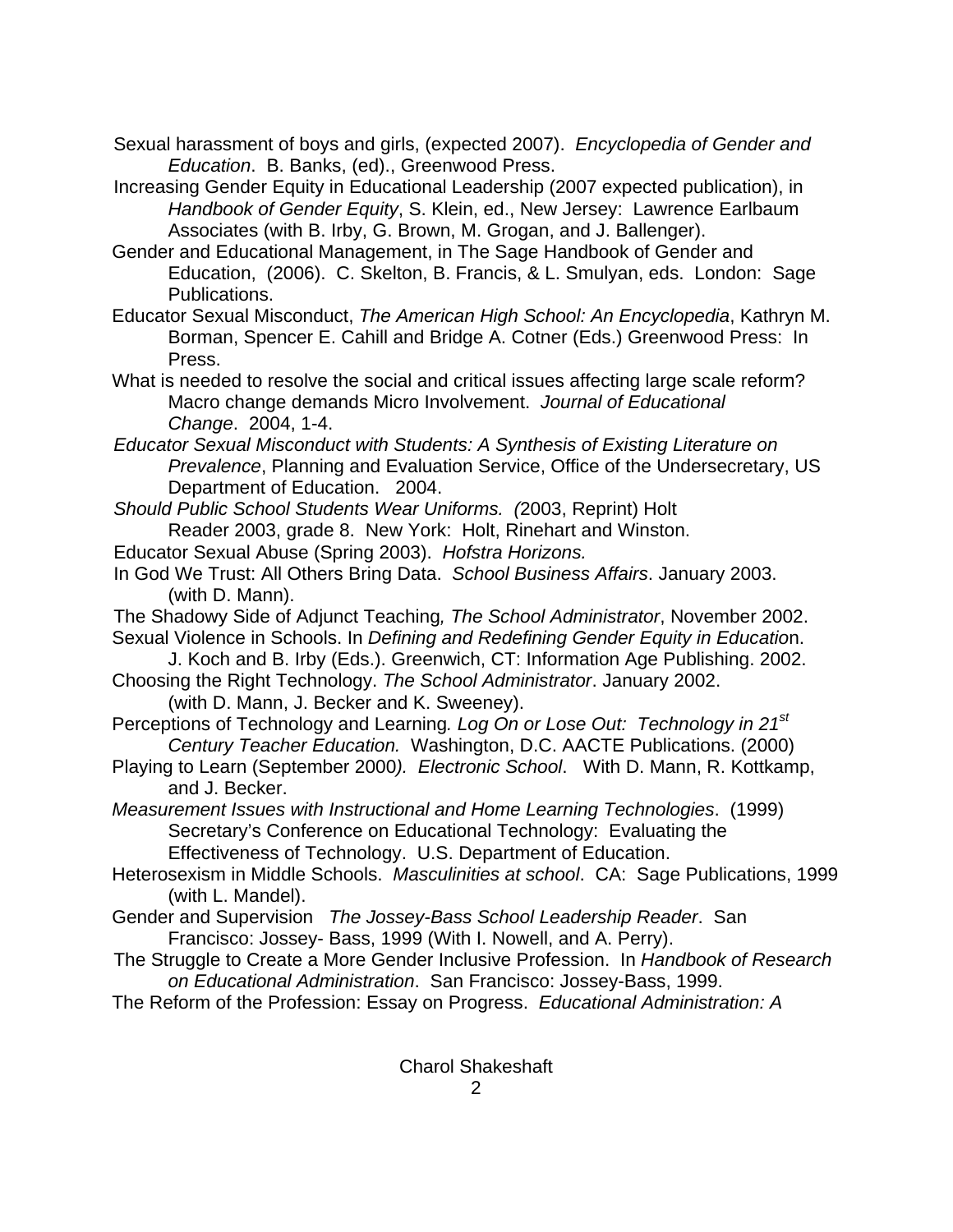Sexual harassment of boys and girls, (expected 2007). *Encyclopedia of Gender and Education*. B. Banks, (ed)., Greenwood Press.

Increasing Gender Equity in Educational Leadership (2007 expected publication), in *Handbook of Gender Equity*, S. Klein, ed., New Jersey: Lawrence Earlbaum Associates (with B. Irby, G. Brown, M. Grogan, and J. Ballenger).

Gender and Educational Management, in The Sage Handbook of Gender and Education, (2006). C. Skelton, B. Francis, & L. Smulyan, eds. London: Sage Publications.

Educator Sexual Misconduct, *The American High School: An Encyclopedia*, Kathryn M. Borman, Spencer E. Cahill and Bridge A. Cotner (Eds.) Greenwood Press: In Press.

What is needed to resolve the social and critical issues affecting large scale reform? Macro change demands Micro Involvement. *Journal of Educational Change*. 2004, 1-4.

*Educator Sexual Misconduct with Students: A Synthesis of Existing Literature on Prevalence*, Planning and Evaluation Service, Office of the Undersecretary, US Department of Education. 2004.

*Should Public School Students Wear Uniforms. (*2003, Reprint) Holt Reader 2003, grade 8. New York: Holt, Rinehart and Winston.

Educator Sexual Abuse (Spring 2003). *Hofstra Horizons.*

In God We Trust: All Others Bring Data. *School Business Affairs*. January 2003. (with D. Mann).

The Shadowy Side of Adjunct Teaching*, The School Administrator*, November 2002.

Sexual Violence in Schools. In *Defining and Redefining Gender Equity in Educatio*n. J. Koch and B. Irby (Eds.). Greenwich, CT: Information Age Publishing. 2002.

Choosing the Right Technology. *The School Administrator*. January 2002. (with D. Mann, J. Becker and K. Sweeney).

Perceptions of Technology and Learning*. Log On or Lose Out: Technology in 21st Century Teacher Education.* Washington, D.C. AACTE Publications. (2000)

Playing to Learn (September 2000*). Electronic School*. With D. Mann, R. Kottkamp, and J. Becker.

*Measurement Issues with Instructional and Home Learning Technologies*. (1999) Secretary's Conference on Educational Technology: Evaluating the Effectiveness of Technology. U.S. Department of Education.

Heterosexism in Middle Schools. *Masculinities at school*. CA: Sage Publications, 1999 (with L. Mandel).

Gender and Supervision *The Jossey-Bass School Leadership Reader*. San Francisco: Jossey- Bass, 1999 (With I. Nowell, and A. Perry).

The Struggle to Create a More Gender Inclusive Profession. In *Handbook of Research on Educational Administration*. San Francisco: Jossey-Bass, 1999.

The Reform of the Profession: Essay on Progress. *Educational Administration: A*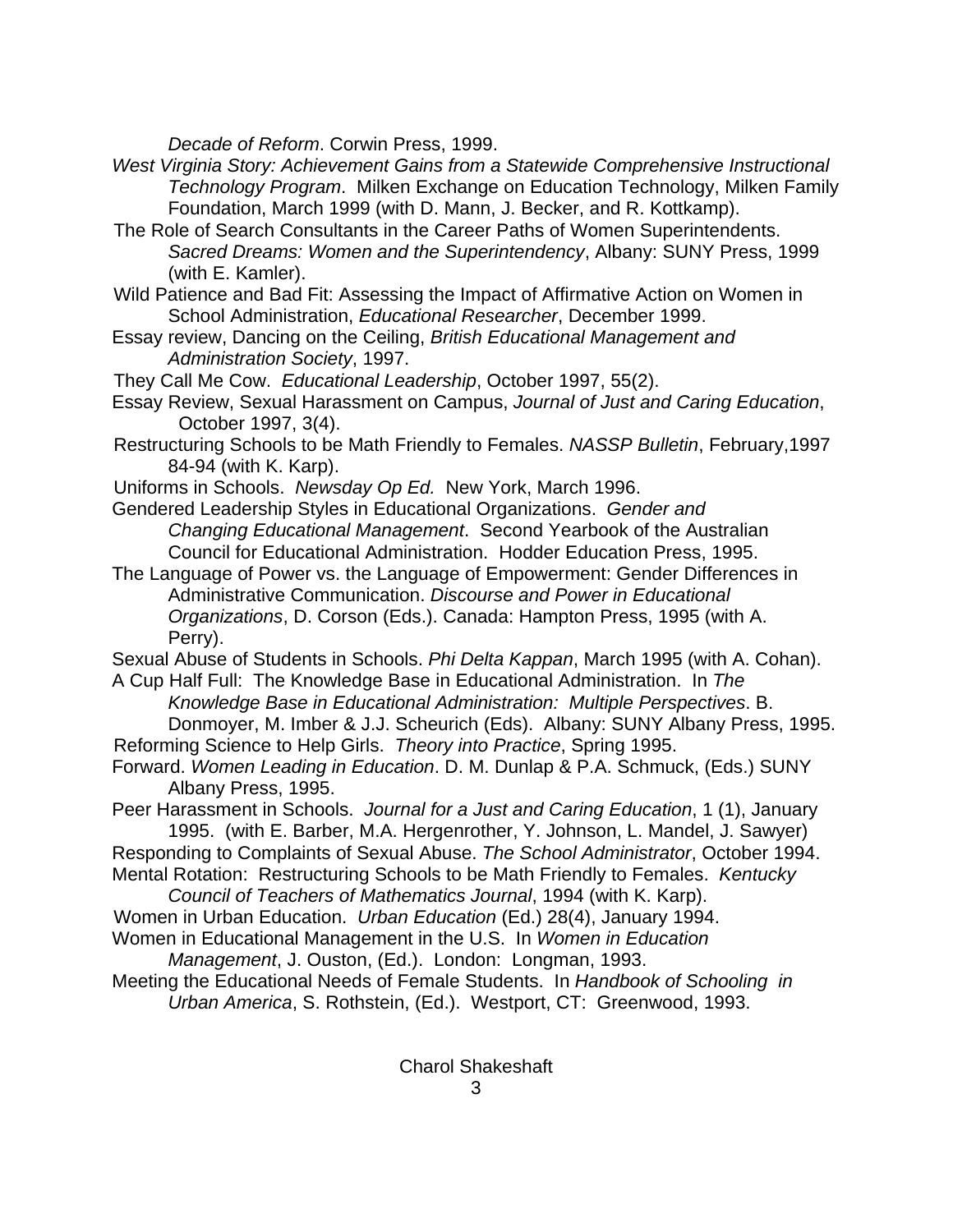*Decade of Reform*. Corwin Press, 1999.

*West Virginia Story: Achievement Gains from a Statewide Comprehensive Instructional Technology Program*. Milken Exchange on Education Technology, Milken Family Foundation, March 1999 (with D. Mann, J. Becker, and R. Kottkamp).

The Role of Search Consultants in the Career Paths of Women Superintendents. *Sacred Dreams: Women and the Superintendency*, Albany: SUNY Press, 1999 (with E. Kamler).

Wild Patience and Bad Fit: Assessing the Impact of Affirmative Action on Women in School Administration, *Educational Researcher*, December 1999.

Essay review, Dancing on the Ceiling, *British Educational Management and Administration Society*, 1997.

They Call Me Cow. *Educational Leadership*, October 1997, 55(2).

Essay Review, Sexual Harassment on Campus, *Journal of Just and Caring Education*, October 1997, 3(4).

Restructuring Schools to be Math Friendly to Females. *NASSP Bulletin*, February,1997 84-94 (with K. Karp).

Uniforms in Schools. *Newsday Op Ed.* New York, March 1996.

Gendered Leadership Styles in Educational Organizations. *Gender and Changing Educational Management*. Second Yearbook of the Australian Council for Educational Administration. Hodder Education Press, 1995.

The Language of Power vs. the Language of Empowerment: Gender Differences in Administrative Communication. *Discourse and Power in Educational Organizations*, D. Corson (Eds.). Canada: Hampton Press, 1995 (with A. Perry).

Sexual Abuse of Students in Schools. *Phi Delta Kappan*, March 1995 (with A. Cohan).

A Cup Half Full: The Knowledge Base in Educational Administration. In *The Knowledge Base in Educational Administration: Multiple Perspectives*. B. Donmoyer, M. Imber & J.J. Scheurich (Eds). Albany: SUNY Albany Press, 1995.

Reforming Science to Help Girls. *Theory into Practice*, Spring 1995.

Forward. *Women Leading in Education*. D. M. Dunlap & P.A. Schmuck, (Eds.) SUNY Albany Press, 1995.

Peer Harassment in Schools. *Journal for a Just and Caring Education*, 1 (1), January 1995. (with E. Barber, M.A. Hergenrother, Y. Johnson, L. Mandel, J. Sawyer)

Responding to Complaints of Sexual Abuse. *The School Administrator*, October 1994.

Mental Rotation: Restructuring Schools to be Math Friendly to Females. *Kentucky Council of Teachers of Mathematics Journal*, 1994 (with K. Karp).

Women in Urban Education. *Urban Education* (Ed.) 28(4), January 1994.

Women in Educational Management in the U.S. In *Women in Education Management*, J. Ouston, (Ed.). London: Longman, 1993.

Meeting the Educational Needs of Female Students. In *Handbook of Schooling in Urban America*, S. Rothstein, (Ed.). Westport, CT: Greenwood, 1993.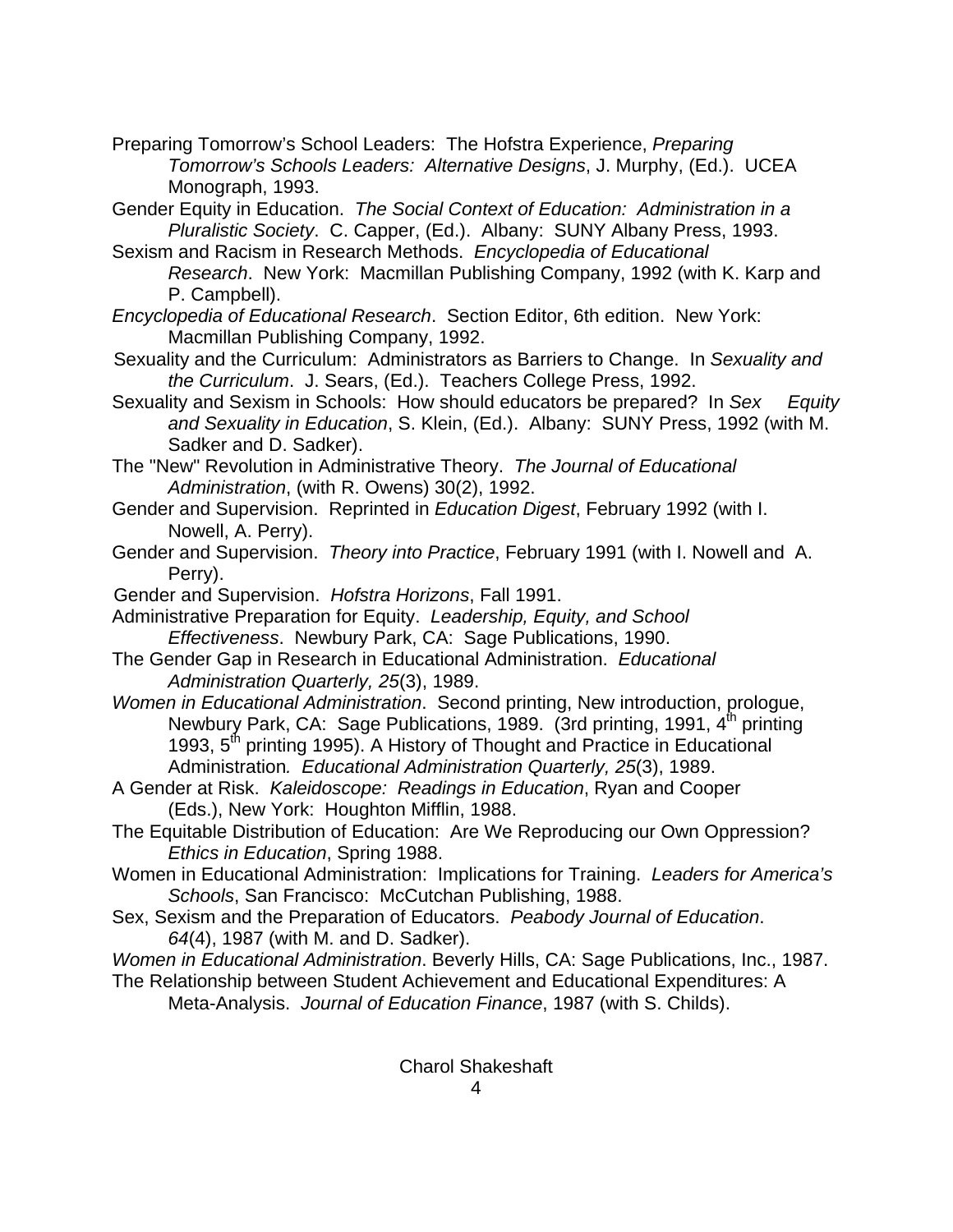Preparing Tomorrow's School Leaders: The Hofstra Experience, *Preparing Tomorrow's Schools Leaders: Alternative Designs*, J. Murphy, (Ed.). UCEA Monograph, 1993.

Gender Equity in Education. *The Social Context of Education: Administration in a Pluralistic Society*. C. Capper, (Ed.). Albany: SUNY Albany Press, 1993.

Sexism and Racism in Research Methods. *Encyclopedia of Educational Research*. New York: Macmillan Publishing Company, 1992 (with K. Karp and P. Campbell).

*Encyclopedia of Educational Research*. Section Editor, 6th edition. New York: Macmillan Publishing Company, 1992.

Sexuality and the Curriculum: Administrators as Barriers to Change. In *Sexuality and the Curriculum*. J. Sears, (Ed.). Teachers College Press, 1992.

Sexuality and Sexism in Schools: How should educators be prepared? In *Sex Equity and Sexuality in Education*, S. Klein, (Ed.). Albany: SUNY Press, 1992 (with M. Sadker and D. Sadker).

The "New" Revolution in Administrative Theory. *The Journal of Educational Administration*, (with R. Owens) 30(2), 1992.

Gender and Supervision. Reprinted in *Education Digest*, February 1992 (with I. Nowell, A. Perry).

Gender and Supervision. *Theory into Practice*, February 1991 (with I. Nowell and A. Perry).

Gender and Supervision. *Hofstra Horizons*, Fall 1991.

Administrative Preparation for Equity. *Leadership, Equity, and School Effectiveness*. Newbury Park, CA: Sage Publications, 1990.

The Gender Gap in Research in Educational Administration. *Educational Administration Quarterly, 25*(3), 1989.

*Women in Educational Administration*. Second printing, New introduction, prologue, Newbury Park, CA: Sage Publications, 1989. (3rd printing, 1991, 4th printing 1993, 5th printing 1995). A History of Thought and Practice in Educational Administration*. Educational Administration Quarterly, 25*(3), 1989.

A Gender at Risk. *Kaleidoscope: Readings in Education*, Ryan and Cooper (Eds.), New York: Houghton Mifflin, 1988.

The Equitable Distribution of Education: Are We Reproducing our Own Oppression? *Ethics in Education*, Spring 1988.

Women in Educational Administration: Implications for Training. *Leaders for America's Schools*, San Francisco: McCutchan Publishing, 1988.

Sex, Sexism and the Preparation of Educators. *Peabody Journal of Education*. *64*(4), 1987 (with M. and D. Sadker).

*Women in Educational Administration*. Beverly Hills, CA: Sage Publications, Inc., 1987.

The Relationship between Student Achievement and Educational Expenditures: A Meta-Analysis. *Journal of Education Finance*, 1987 (with S. Childs).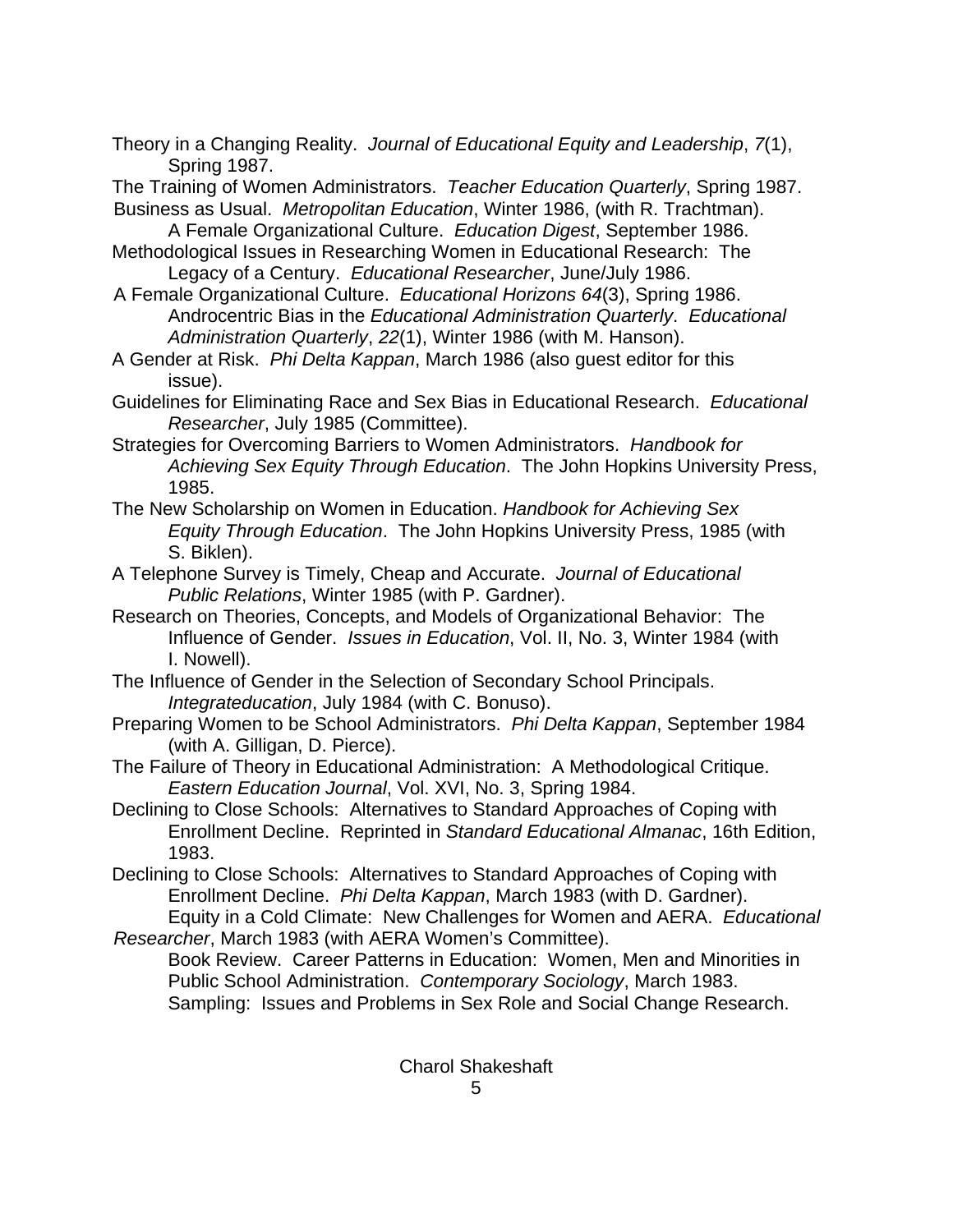Theory in a Changing Reality. *Journal of Educational Equity and Leadership*, *7*(1), Spring 1987.

The Training of Women Administrators. *Teacher Education Quarterly*, Spring 1987.

Business as Usual. *Metropolitan Education*, Winter 1986, (with R. Trachtman).

A Female Organizational Culture. *Education Digest*, September 1986.

Methodological Issues in Researching Women in Educational Research: The Legacy of a Century. *Educational Researcher*, June/July 1986.

A Female Organizational Culture. *Educational Horizons 64*(3), Spring 1986.

Androcentric Bias in the *Educational Administration Quarterly*. *Educational Administration Quarterly*, *22*(1), Winter 1986 (with M. Hanson).

A Gender at Risk. *Phi Delta Kappan*, March 1986 (also guest editor for this issue).

Guidelines for Eliminating Race and Sex Bias in Educational Research. *Educational Researcher*, July 1985 (Committee).

Strategies for Overcoming Barriers to Women Administrators. *Handbook for Achieving Sex Equity Through Education*. The John Hopkins University Press, 1985.

The New Scholarship on Women in Education. *Handbook for Achieving Sex Equity Through Education*. The John Hopkins University Press, 1985 (with S. Biklen).

A Telephone Survey is Timely, Cheap and Accurate. *Journal of Educational Public Relations*, Winter 1985 (with P. Gardner).

Research on Theories, Concepts, and Models of Organizational Behavior: The Influence of Gender. *Issues in Education*, Vol. II, No. 3, Winter 1984 (with I. Nowell).

The Influence of Gender in the Selection of Secondary School Principals. *Integrateducation*, July 1984 (with C. Bonuso).

Preparing Women to be School Administrators. *Phi Delta Kappan*, September 1984 (with A. Gilligan, D. Pierce).

The Failure of Theory in Educational Administration: A Methodological Critique. *Eastern Education Journal*, Vol. XVI, No. 3, Spring 1984.

Declining to Close Schools: Alternatives to Standard Approaches of Coping with Enrollment Decline. Reprinted in *Standard Educational Almanac*, 16th Edition, 1983.

Declining to Close Schools: Alternatives to Standard Approaches of Coping with Enrollment Decline. *Phi Delta Kappan*, March 1983 (with D. Gardner).

Equity in a Cold Climate: New Challenges for Women and AERA. *Educational Researcher*, March 1983 (with AERA Women's Committee).

Book Review. Career Patterns in Education: Women, Men and Minorities in Public School Administration. *Contemporary Sociology*, March 1983.

Sampling: Issues and Problems in Sex Role and Social Change Research.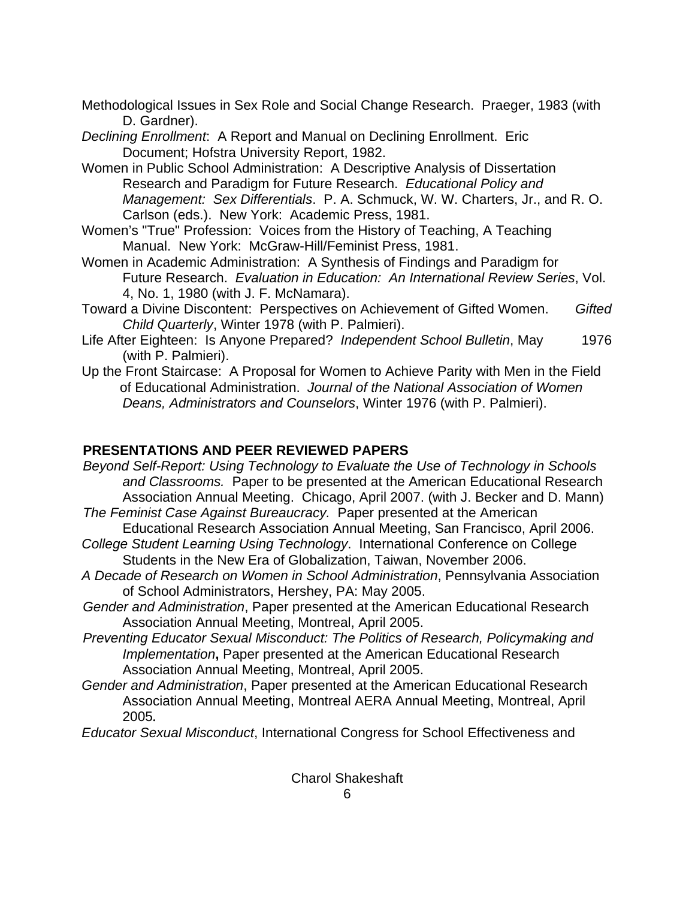Methodological Issues in Sex Role and Social Change Research. Praeger, 1983 (with D. Gardner).

*Declining Enrollment*: A Report and Manual on Declining Enrollment. Eric Document; Hofstra University Report, 1982.

Women in Public School Administration: A Descriptive Analysis of Dissertation Research and Paradigm for Future Research. *Educational Policy and Management: Sex Differentials*. P. A. Schmuck, W. W. Charters, Jr., and R. O. Carlson (eds.). New York: Academic Press, 1981.

Women's "True" Profession: Voices from the History of Teaching, A Teaching Manual. New York: McGraw-Hill/Feminist Press, 1981.

Women in Academic Administration: A Synthesis of Findings and Paradigm for Future Research. *Evaluation in Education: An International Review Series*, Vol. 4, No. 1, 1980 (with J. F. McNamara).

Toward a Divine Discontent: Perspectives on Achievement of Gifted Women. *Gifted Child Quarterly*, Winter 1978 (with P. Palmieri).

Life After Eighteen: Is Anyone Prepared? *Independent School Bulletin*, May 1976 (with P. Palmieri).

Up the Front Staircase: A Proposal for Women to Achieve Parity with Men in the Field of Educational Administration. *Journal of the National Association of Women Deans, Administrators and Counselors*, Winter 1976 (with P. Palmieri).

## PRESENTATIONS AND PEER REVIEWED PAPERS

*Beyond Self-Report: Using Technology to Evaluate the Use of Technology in Schools and Classrooms.* Paper to be presented at the American Educational Research Association Annual Meeting. Chicago, April 2007. (with J. Becker and D. Mann)

*The Feminist Case Against Bureaucracy.* Paper presented at the American Educational Research Association Annual Meeting, San Francisco, April 2006.

*College Student Learning Using Technology*. International Conference on College Students in the New Era of Globalization, Taiwan, November 2006.

*A Decade of Research on Women in School Administration*, Pennsylvania Association of School Administrators, Hershey, PA: May 2005.

*Gender and Administration*, Paper presented at the American Educational Research Association Annual Meeting, Montreal, April 2005.

*Preventing Educator Sexual Misconduct: The Politics of Research, Policymaking and Implementation*, Paper presented at the American Educational Research Association Annual Meeting, Montreal, April 2005.

*Gender and Administration*, Paper presented at the American Educational Research Association Annual Meeting, Montreal AERA Annual Meeting, Montreal, April 2005.

*Educator Sexual Misconduct*, International Congress for School Effectiveness and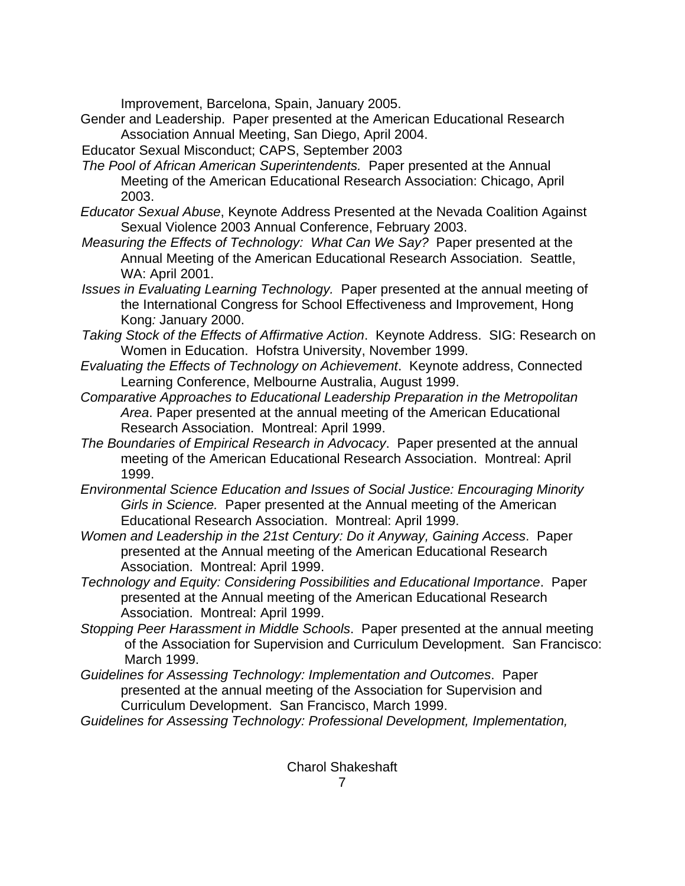Improvement, Barcelona, Spain, January 2005.

Gender and Leadership. Paper presented at the American Educational Research Association Annual Meeting, San Diego, April 2004.

Educator Sexual Misconduct; CAPS, September 2003

*The Pool of African American Superintendents.* Paper presented at the Annual Meeting of the American Educational Research Association: Chicago, April 2003.

*Educator Sexual Abuse*, Keynote Address Presented at the Nevada Coalition Against Sexual Violence 2003 Annual Conference, February 2003.

*Measuring the Effects of Technology: What Can We Say?* Paper presented at the Annual Meeting of the American Educational Research Association. Seattle, WA: April 2001.

*Issues in Evaluating Learning Technology.* Paper presented at the annual meeting of the International Congress for School Effectiveness and Improvement, Hong Kong: January 2000.

*Taking Stock of the Effects of Affirmative Action*. Keynote Address. SIG: Research on Women in Education. Hofstra University, November 1999.

*Evaluating the Effects of Technology on Achievement*. Keynote address, Connected Learning Conference, Melbourne Australia, August 1999.

*Comparative Approaches to Educational Leadership Preparation in the Metropolitan Area*. Paper presented at the annual meeting of the American Educational Research Association. Montreal: April 1999.

*The Boundaries of Empirical Research in Advocacy*. Paper presented at the annual meeting of the American Educational Research Association. Montreal: April 1999.

*Environmental Science Education and Issues of Social Justice: Encouraging Minority Girls in Science.* Paper presented at the Annual meeting of the American Educational Research Association. Montreal: April 1999.

*Women and Leadership in the 21st Century: Do it Anyway, Gaining Access*. Paper presented at the Annual meeting of the American Educational Research Association. Montreal: April 1999.

*Technology and Equity: Considering Possibilities and Educational Importance*. Paper presented at the Annual meeting of the American Educational Research Association. Montreal: April 1999.

*Stopping Peer Harassment in Middle Schools*. Paper presented at the annual meeting of the Association for Supervision and Curriculum Development. San Francisco: March 1999.

*Guidelines for Assessing Technology: Implementation and Outcomes*. Paper presented at the annual meeting of the Association for Supervision and Curriculum Development. San Francisco, March 1999.

*Guidelines for Assessing Technology: Professional Development, Implementation,*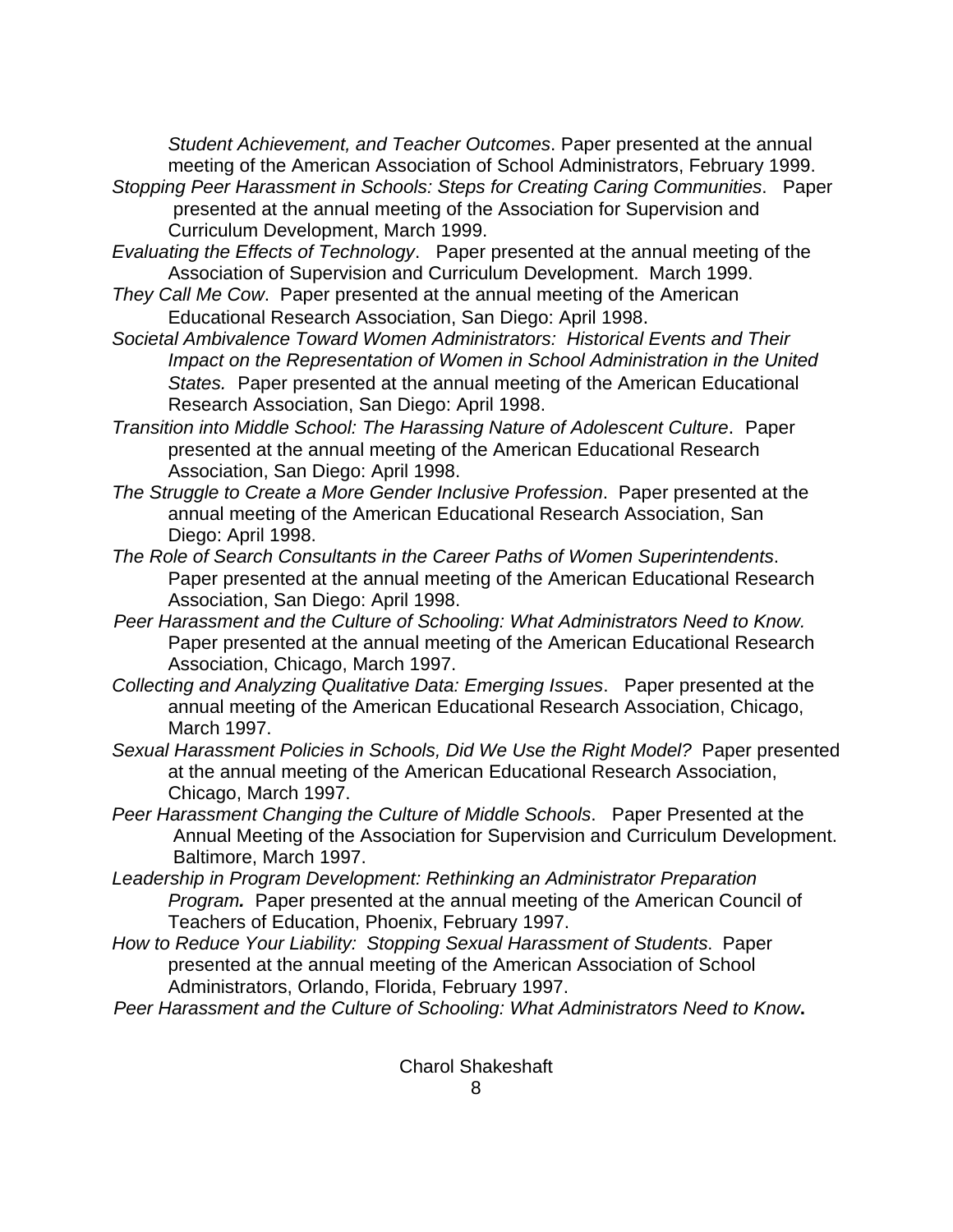*Student Achievement, and Teacher Outcomes*. Paper presented at the annual meeting of the American Association of School Administrators, February 1999.

*Stopping Peer Harassment in Schools: Steps for Creating Caring Communities*. Paper presented at the annual meeting of the Association for Supervision and Curriculum Development, March 1999.

*Evaluating the Effects of Technology*. Paper presented at the annual meeting of the Association of Supervision and Curriculum Development. March 1999.

*They Call Me Cow*. Paper presented at the annual meeting of the American Educational Research Association, San Diego: April 1998.

*Societal Ambivalence Toward Women Administrators: Historical Events and Their Impact on the Representation of Women in School Administration in the United States.* Paper presented at the annual meeting of the American Educational Research Association, San Diego: April 1998.

*Transition into Middle School: The Harassing Nature of Adolescent Culture*. Paper presented at the annual meeting of the American Educational Research Association, San Diego: April 1998.

*The Struggle to Create a More Gender Inclusive Profession*. Paper presented at the annual meeting of the American Educational Research Association, San Diego: April 1998.

*The Role of Search Consultants in the Career Paths of Women Superintendents*. Paper presented at the annual meeting of the American Educational Research Association, San Diego: April 1998.

*Peer Harassment and the Culture of Schooling: What Administrators Need to Know.* Paper presented at the annual meeting of the American Educational Research Association, Chicago, March 1997.

*Collecting and Analyzing Qualitative Data: Emerging Issues*. Paper presented at the annual meeting of the American Educational Research Association, Chicago, March 1997.

*Sexual Harassment Policies in Schools, Did We Use the Right Model?* Paper presented at the annual meeting of the American Educational Research Association, Chicago, March 1997.

*Peer Harassment Changing the Culture of Middle Schools*. Paper Presented at the Annual Meeting of the Association for Supervision and Curriculum Development. Baltimore, March 1997.

*Leadership in Program Development: Rethinking an Administrator Preparation Program.* Paper presented at the annual meeting of the American Council of Teachers of Education, Phoenix, February 1997.

*How to Reduce Your Liability: Stopping Sexual Harassment of Students*. Paper presented at the annual meeting of the American Association of School Administrators, Orlando, Florida, February 1997.

*Peer Harassment and the Culture of Schooling: What Administrators Need to Know***.**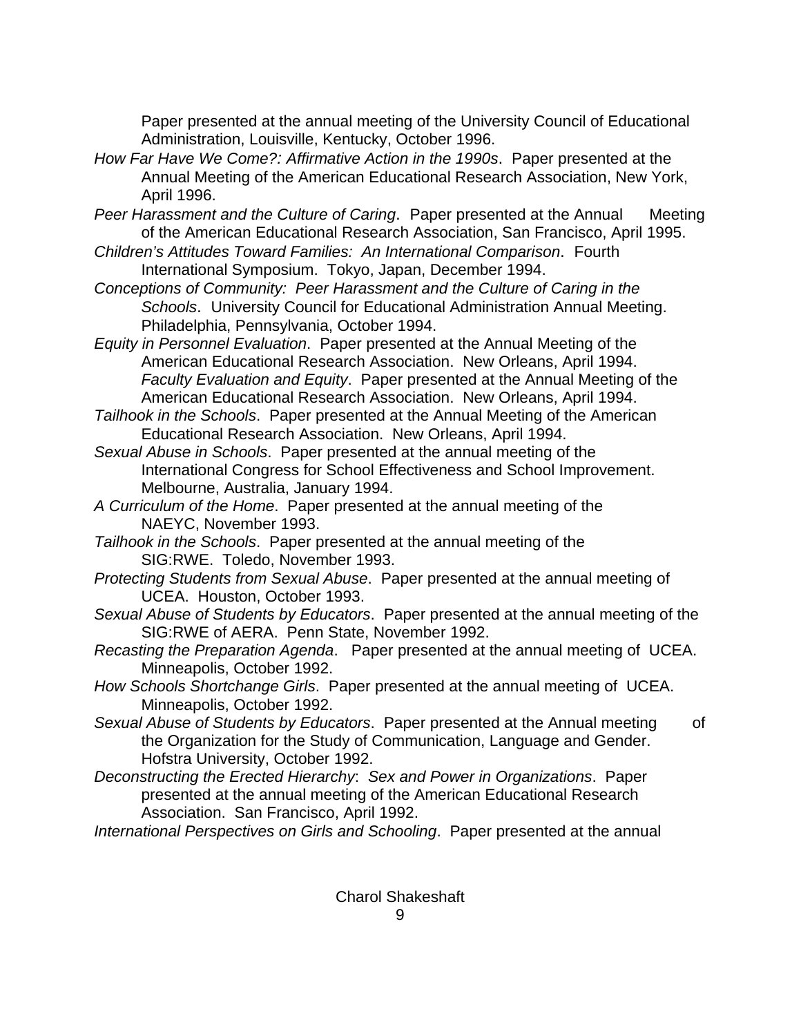Paper presented at the annual meeting of the University Council of Educational Administration, Louisville, Kentucky, October 1996.

*How Far Have We Come?: Affirmative Action in the 1990s*. Paper presented at the Annual Meeting of the American Educational Research Association, New York, April 1996.

*Peer Harassment and the Culture of Caring*. Paper presented at the Annual Meeting of the American Educational Research Association, San Francisco, April 1995.

*Children's Attitudes Toward Families: An International Comparison*. Fourth International Symposium. Tokyo, Japan, December 1994.

*Conceptions of Community: Peer Harassment and the Culture of Caring in the Schools*. University Council for Educational Administration Annual Meeting. Philadelphia, Pennsylvania, October 1994.

*Equity in Personnel Evaluation*. Paper presented at the Annual Meeting of the American Educational Research Association. New Orleans, April 1994. *Faculty Evaluation and Equity*. Paper presented at the Annual Meeting of the American Educational Research Association. New Orleans, April 1994.

*Tailhook in the Schools*. Paper presented at the Annual Meeting of the American Educational Research Association. New Orleans, April 1994.

*Sexual Abuse in Schools*. Paper presented at the annual meeting of the International Congress for School Effectiveness and School Improvement. Melbourne, Australia, January 1994.

*A Curriculum of the Home*. Paper presented at the annual meeting of the NAEYC, November 1993.

*Tailhook in the Schools*. Paper presented at the annual meeting of the SIG:RWE. Toledo, November 1993.

*Protecting Students from Sexual Abuse*. Paper presented at the annual meeting of UCEA. Houston, October 1993.

*Sexual Abuse of Students by Educators*. Paper presented at the annual meeting of the SIG:RWE of AERA. Penn State, November 1992.

*Recasting the Preparation Agenda*. Paper presented at the annual meeting of UCEA. Minneapolis, October 1992.

*How Schools Shortchange Girls*. Paper presented at the annual meeting of UCEA. Minneapolis, October 1992.

*Sexual Abuse of Students by Educators*. Paper presented at the Annual meeting of the Organization for the Study of Communication, Language and Gender. Hofstra University, October 1992.

*Deconstructing the Erected Hierarchy*: *Sex and Power in Organizations*. Paper presented at the annual meeting of the American Educational Research Association. San Francisco, April 1992.

*International Perspectives on Girls and Schooling*. Paper presented at the annual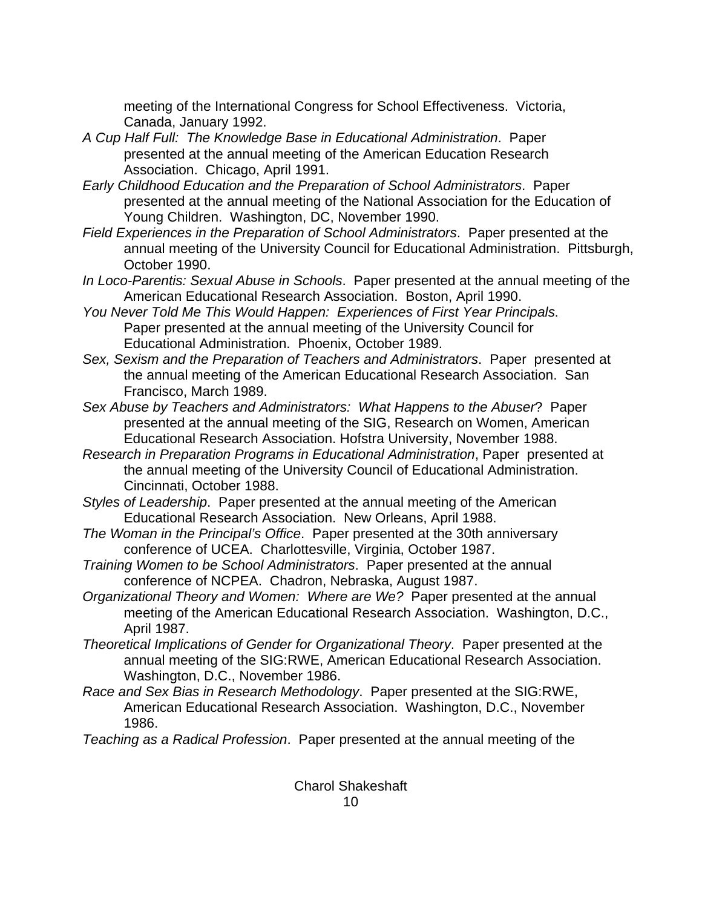meeting of the International Congress for School Effectiveness. Victoria, Canada, January 1992.

*A Cup Half Full: The Knowledge Base in Educational Administration*. Paper presented at the annual meeting of the American Education Research Association. Chicago, April 1991.

*Early Childhood Education and the Preparation of School Administrators*. Paper presented at the annual meeting of the National Association for the Education of Young Children. Washington, DC, November 1990.

*Field Experiences in the Preparation of School Administrators*. Paper presented at the annual meeting of the University Council for Educational Administration. Pittsburgh, October 1990.

*In Loco-Parentis: Sexual Abuse in Schools*. Paper presented at the annual meeting of the American Educational Research Association. Boston, April 1990.

*You Never Told Me This Would Happen: Experiences of First Year Principals*. Paper presented at the annual meeting of the University Council for Educational Administration. Phoenix, October 1989.

*Sex, Sexism and the Preparation of Teachers and Administrators*. Paper presented at the annual meeting of the American Educational Research Association. San Francisco, March 1989.

*Sex Abuse by Teachers and Administrators: What Happens to the Abuser*? Paper presented at the annual meeting of the SIG, Research on Women, American Educational Research Association. Hofstra University, November 1988.

*Research in Preparation Programs in Educational Administration*, Paper presented at the annual meeting of the University Council of Educational Administration. Cincinnati, October 1988.

*Styles of Leadership*. Paper presented at the annual meeting of the American Educational Research Association. New Orleans, April 1988.

*The Woman in the Principal's Office*. Paper presented at the 30th anniversary conference of UCEA. Charlottesville, Virginia, October 1987.

*Training Women to be School Administrators*. Paper presented at the annual conference of NCPEA. Chadron, Nebraska, August 1987.

*Organizational Theory and Women: Where are We?* Paper presented at the annual meeting of the American Educational Research Association. Washington, D.C., April 1987.

*Theoretical Implications of Gender for Organizational Theory*. Paper presented at the annual meeting of the SIG:RWE, American Educational Research Association. Washington, D.C., November 1986.

*Race and Sex Bias in Research Methodology*. Paper presented at the SIG:RWE, American Educational Research Association. Washington, D.C., November 1986.

*Teaching as a Radical Profession*. Paper presented at the annual meeting of the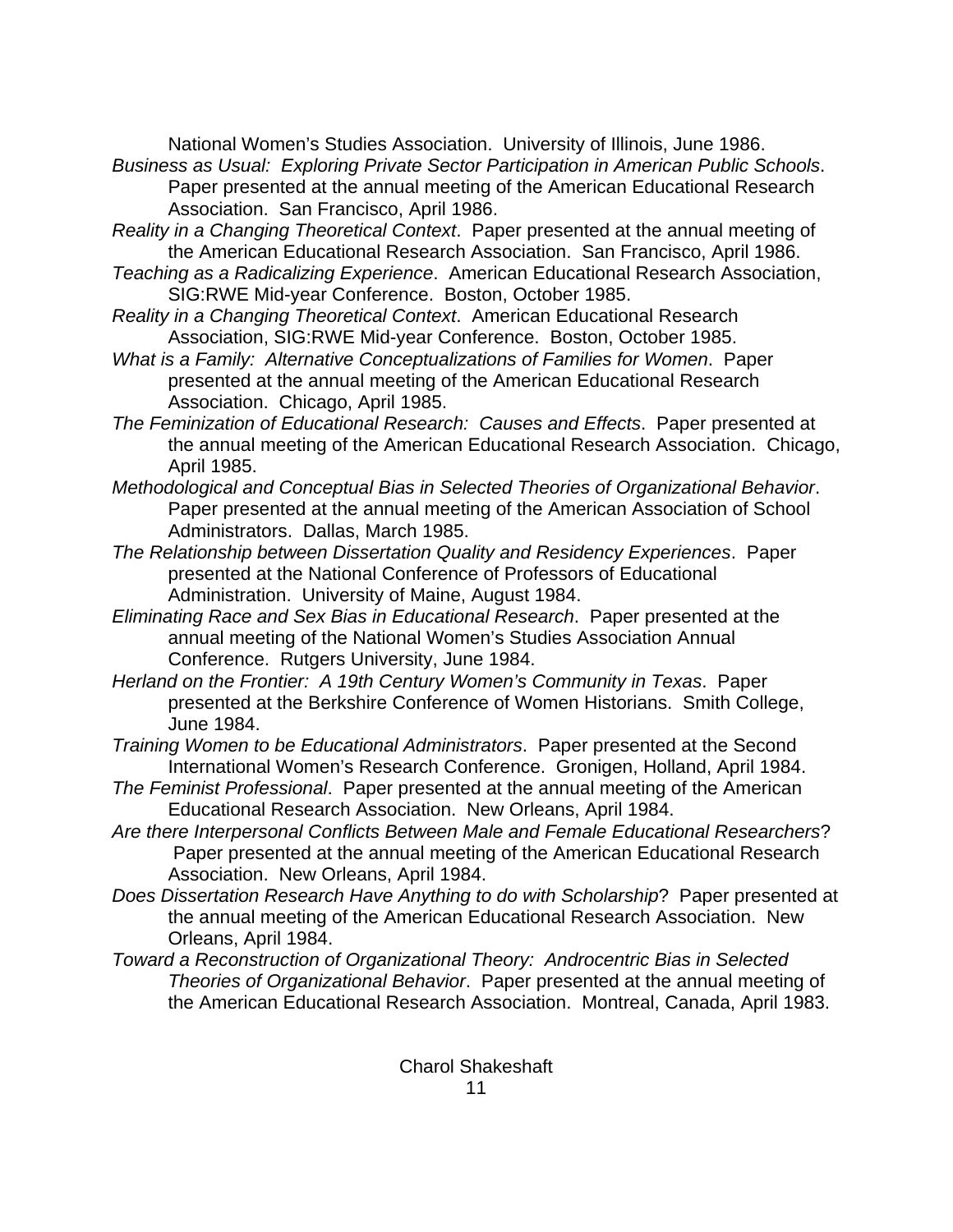National Women's Studies Association. University of Illinois, June 1986.

*Business as Usual: Exploring Private Sector Participation in American Public Schools*. Paper presented at the annual meeting of the American Educational Research Association. San Francisco, April 1986.

*Reality in a Changing Theoretical Context*. Paper presented at the annual meeting of the American Educational Research Association. San Francisco, April 1986.

*Teaching as a Radicalizing Experience*. American Educational Research Association, SIG:RWE Mid-year Conference. Boston, October 1985.

*Reality in a Changing Theoretical Context*. American Educational Research Association, SIG:RWE Mid-year Conference. Boston, October 1985.

*What is a Family: Alternative Conceptualizations of Families for Women*. Paper presented at the annual meeting of the American Educational Research Association. Chicago, April 1985.

*The Feminization of Educational Research: Causes and Effects*. Paper presented at the annual meeting of the American Educational Research Association. Chicago, April 1985.

*Methodological and Conceptual Bias in Selected Theories of Organizational Behavior*. Paper presented at the annual meeting of the American Association of School Administrators. Dallas, March 1985.

*The Relationship between Dissertation Quality and Residency Experiences*. Paper presented at the National Conference of Professors of Educational Administration. University of Maine, August 1984.

*Eliminating Race and Sex Bias in Educational Research*. Paper presented at the annual meeting of the National Women's Studies Association Annual Conference. Rutgers University, June 1984.

*Herland on the Frontier: A 19th Century Women's Community in Texas*. Paper presented at the Berkshire Conference of Women Historians. Smith College, June 1984.

*Training Women to be Educational Administrators*. Paper presented at the Second International Women's Research Conference. Gronigen, Holland, April 1984.

*The Feminist Professional*. Paper presented at the annual meeting of the American Educational Research Association. New Orleans, April 1984.

*Are there Interpersonal Conflicts Between Male and Female Educational Researchers*? Paper presented at the annual meeting of the American Educational Research Association. New Orleans, April 1984.

*Does Dissertation Research Have Anything to do with Scholarship*? Paper presented at the annual meeting of the American Educational Research Association. New Orleans, April 1984.

*Toward a Reconstruction of Organizational Theory: Androcentric Bias in Selected Theories of Organizational Behavior*. Paper presented at the annual meeting of the American Educational Research Association. Montreal, Canada, April 1983.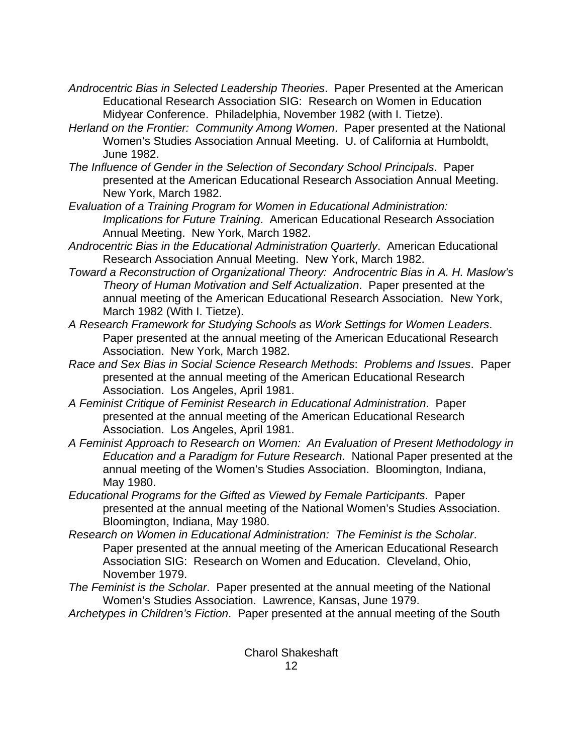*Androcentric Bias in Selected Leadership Theories*. Paper Presented at the American Educational Research Association SIG: Research on Women in Education Midyear Conference. Philadelphia, November 1982 (with I. Tietze).

*Herland on the Frontier: Community Among Women*. Paper presented at the National Women's Studies Association Annual Meeting. U. of California at Humboldt, June 1982.

*The Influence of Gender in the Selection of Secondary School Principals*. Paper presented at the American Educational Research Association Annual Meeting. New York, March 1982.

*Evaluation of a Training Program for Women in Educational Administration: Implications for Future Training*. American Educational Research Association Annual Meeting. New York, March 1982.

*Androcentric Bias in the Educational Administration Quarterly*. American Educational Research Association Annual Meeting. New York, March 1982.

*Toward a Reconstruction of Organizational Theory: Androcentric Bias in A. H. Maslow's Theory of Human Motivation and Self Actualization*. Paper presented at the annual meeting of the American Educational Research Association. New York, March 1982 (With I. Tietze).

*A Research Framework for Studying Schools as Work Settings for Women Leaders*. Paper presented at the annual meeting of the American Educational Research Association. New York, March 1982.

*Race and Sex Bias in Social Science Research Methods*: *Problems and Issues*. Paper presented at the annual meeting of the American Educational Research Association. Los Angeles, April 1981.

*A Feminist Critique of Feminist Research in Educational Administration*. Paper presented at the annual meeting of the American Educational Research Association. Los Angeles, April 1981.

*A Feminist Approach to Research on Women: An Evaluation of Present Methodology in Education and a Paradigm for Future Research*. National Paper presented at the annual meeting of the Women's Studies Association. Bloomington, Indiana, May 1980.

*Educational Programs for the Gifted as Viewed by Female Participants*. Paper presented at the annual meeting of the National Women's Studies Association. Bloomington, Indiana, May 1980.

*Research on Women in Educational Administration: The Feminist is the Scholar*. Paper presented at the annual meeting of the American Educational Research Association SIG: Research on Women and Education. Cleveland, Ohio, November 1979.

*The Feminist is the Scholar*. Paper presented at the annual meeting of the National Women's Studies Association. Lawrence, Kansas, June 1979.

*Archetypes in Children's Fiction*. Paper presented at the annual meeting of the South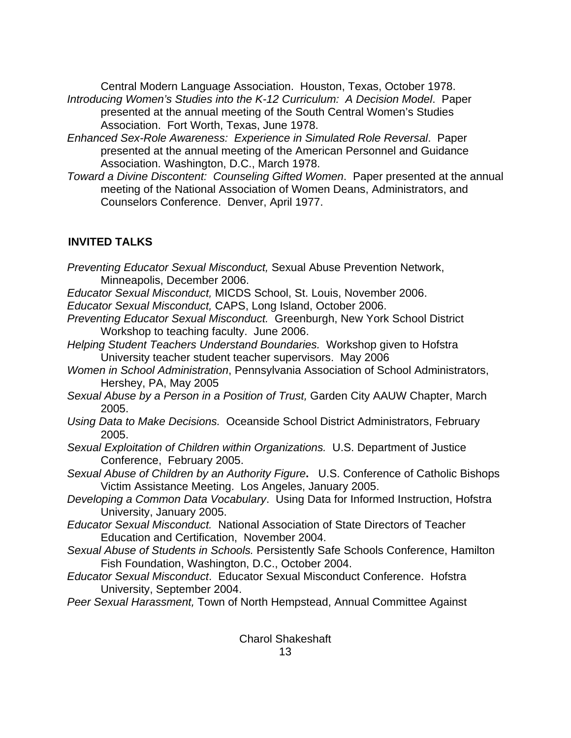Central Modern Language Association. Houston, Texas, October 1978.

*Introducing Women's Studies into the K-12 Curriculum: A Decision Model*. Paper presented at the annual meeting of the South Central Women's Studies Association. Fort Worth, Texas, June 1978.

*Enhanced Sex-Role Awareness: Experience in Simulated Role Reversal*. Paper presented at the annual meeting of the American Personnel and Guidance Association. Washington, D.C., March 1978.

*Toward a Divine Discontent: Counseling Gifted Women*. Paper presented at the annual meeting of the National Association of Women Deans, Administrators, and Counselors Conference. Denver, April 1977.

## INVITED TALKS

*Preventing Educator Sexual Misconduct,* Sexual Abuse Prevention Network, Minneapolis, December 2006.

*Educator Sexual Misconduct,* MICDS School, St. Louis, November 2006.

*Educator Sexual Misconduct,* CAPS, Long Island, October 2006.

*Preventing Educator Sexual Misconduct.* Greenburgh, New York School District Workshop to teaching faculty. June 2006.

*Helping Student Teachers Understand Boundaries.* Workshop given to Hofstra University teacher student teacher supervisors. May 2006

*Women in School Administration*, Pennsylvania Association of School Administrators, Hershey, PA, May 2005

*Sexual Abuse by a Person in a Position of Trust,* Garden City AAUW Chapter, March 2005.

*Using Data to Make Decisions.* Oceanside School District Administrators, February 2005.

*Sexual Exploitation of Children within Organizations.* U.S. Department of Justice Conference, February 2005.

*Sexual Abuse of Children by an Authority Figure***.** U.S. Conference of Catholic Bishops Victim Assistance Meeting. Los Angeles, January 2005.

*Developing a Common Data Vocabulary*. Using Data for Informed Instruction, Hofstra University, January 2005.

*Educator Sexual Misconduct.* National Association of State Directors of Teacher Education and Certification, November 2004.

*Sexual Abuse of Students in Schools.* Persistently Safe Schools Conference, Hamilton Fish Foundation, Washington, D.C., October 2004.

*Educator Sexual Misconduct*. Educator Sexual Misconduct Conference. Hofstra University, September 2004.

*Peer Sexual Harassment,* Town of North Hempstead, Annual Committee Against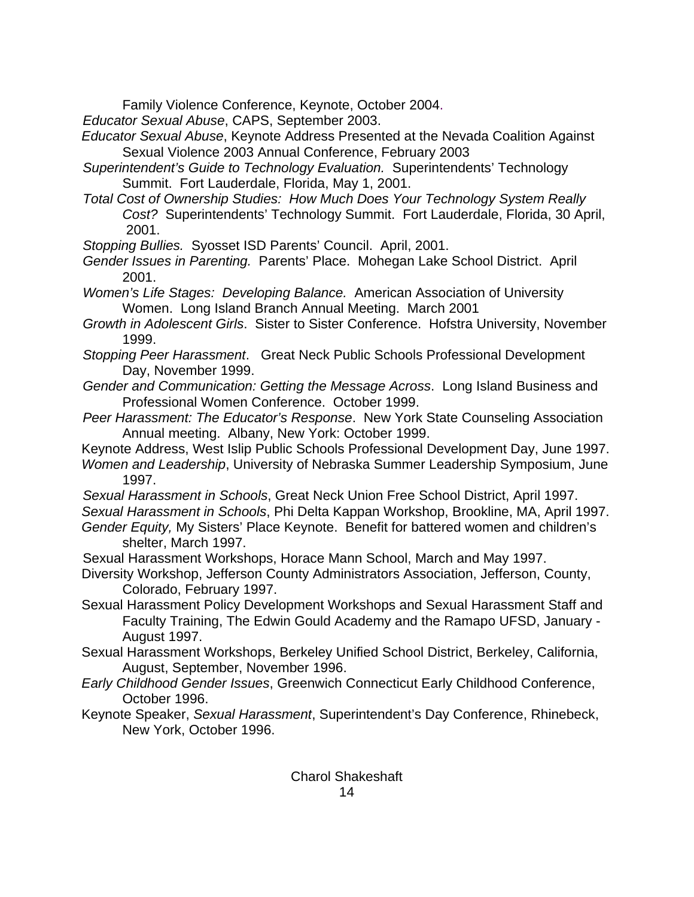Family Violence Conference, Keynote, October 2004.

*Educator Sexual Abuse*, CAPS, September 2003.

*Educator Sexual Abuse*, Keynote Address Presented at the Nevada Coalition Against Sexual Violence 2003 Annual Conference, February 2003

*Superintendent's Guide to Technology Evaluation.* Superintendents' Technology Summit. Fort Lauderdale, Florida, May 1, 2001.

*Total Cost of Ownership Studies: How Much Does Your Technology System Really Cost?* Superintendents' Technology Summit. Fort Lauderdale, Florida, 30 April, 2001.

*Stopping Bullies.* Syosset ISD Parents' Council. April, 2001.

*Gender Issues in Parenting.* Parents' Place. Mohegan Lake School District. April 2001.

*Women's Life Stages: Developing Balance.* American Association of University Women. Long Island Branch Annual Meeting. March 2001

*Growth in Adolescent Girls*. Sister to Sister Conference. Hofstra University, November 1999.

*Stopping Peer Harassment*. Great Neck Public Schools Professional Development Day, November 1999.

*Gender and Communication: Getting the Message Across*. Long Island Business and Professional Women Conference. October 1999.

*Peer Harassment: The Educator's Response*. New York State Counseling Association Annual meeting. Albany, New York: October 1999.

Keynote Address, West Islip Public Schools Professional Development Day, June 1997.

*Women and Leadership*, University of Nebraska Summer Leadership Symposium, June 1997.

*Sexual Harassment in Schools*, Great Neck Union Free School District, April 1997.

*Sexual Harassment in Schools*, Phi Delta Kappan Workshop, Brookline, MA, April 1997.

*Gender Equity,* My Sisters' Place Keynote. Benefit for battered women and children's shelter, March 1997.

Sexual Harassment Workshops, Horace Mann School, March and May 1997.

Diversity Workshop, Jefferson County Administrators Association, Jefferson, County, Colorado, February 1997.

Sexual Harassment Policy Development Workshops and Sexual Harassment Staff and Faculty Training, The Edwin Gould Academy and the Ramapo UFSD, January - August 1997.

Sexual Harassment Workshops, Berkeley Unified School District, Berkeley, California, August, September, November 1996.

*Early Childhood Gender Issues*, Greenwich Connecticut Early Childhood Conference, October 1996.

Keynote Speaker, *Sexual Harassment*, Superintendent's Day Conference, Rhinebeck, New York, October 1996.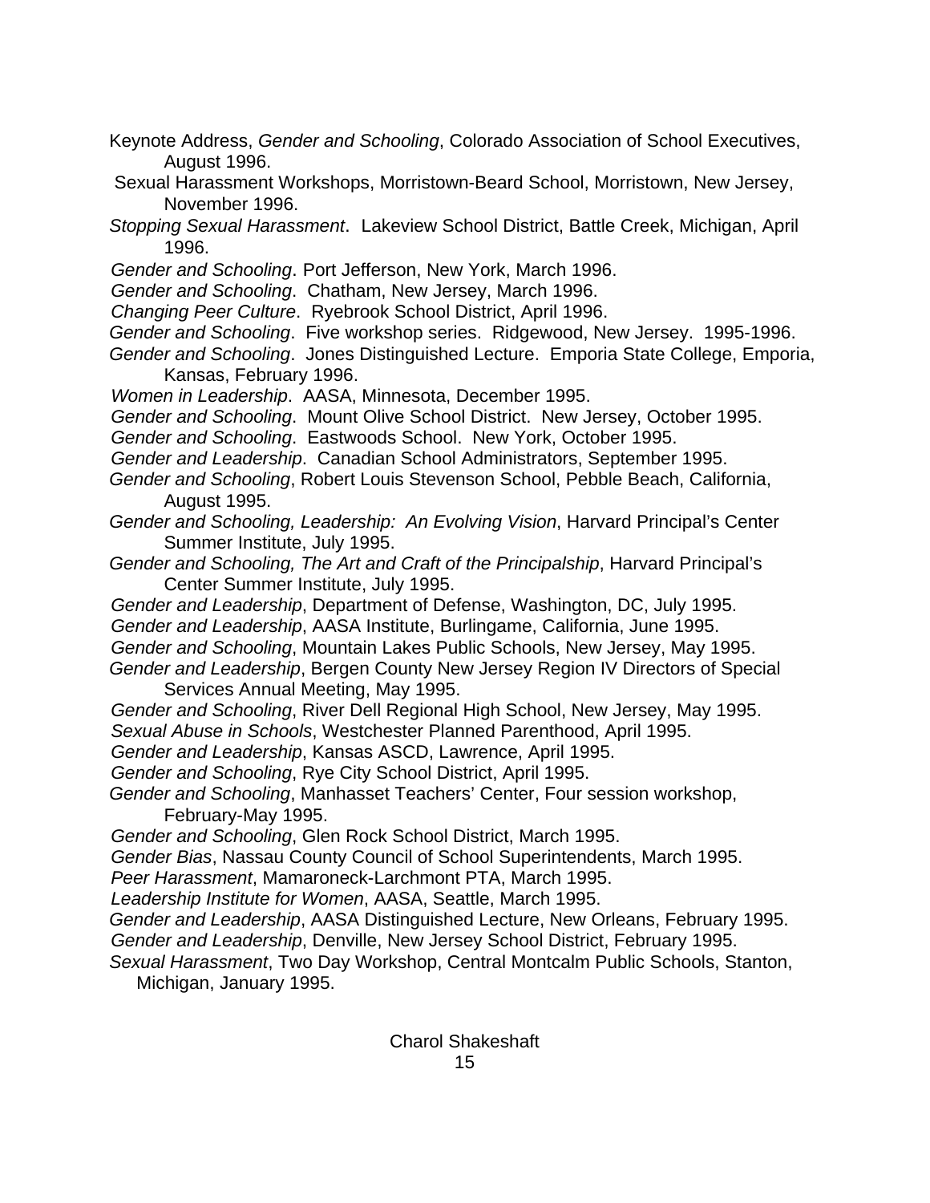Keynote Address, *Gender and Schooling*, Colorado Association of School Executives, August 1996.

Sexual Harassment Workshops, Morristown-Beard School, Morristown, New Jersey, November 1996.

*Stopping Sexual Harassment*. Lakeview School District, Battle Creek, Michigan, April 1996.

*Gender and Schooling*. Port Jefferson, New York, March 1996.

*Gender and Schooling*. Chatham, New Jersey, March 1996.

*Changing Peer Culture*. Ryebrook School District, April 1996.

*Gender and Schooling*. Five workshop series. Ridgewood, New Jersey. 1995-1996.

*Gender and Schooling*. Jones Distinguished Lecture. Emporia State College, Emporia, Kansas, February 1996.

*Women in Leadership*. AASA, Minnesota, December 1995.

*Gender and Schooling*. Mount Olive School District. New Jersey, October 1995.

*Gender and Schooling*. Eastwoods School. New York, October 1995.

*Gender and Leadership*. Canadian School Administrators, September 1995.

*Gender and Schooling*, Robert Louis Stevenson School, Pebble Beach, California, August 1995.

*Gender and Schooling, Leadership: An Evolving Vision*, Harvard Principal's Center Summer Institute, July 1995.

*Gender and Schooling, The Art and Craft of the Principalship*, Harvard Principal's Center Summer Institute, July 1995.

*Gender and Leadership*, Department of Defense, Washington, DC, July 1995.

*Gender and Leadership*, AASA Institute, Burlingame, California, June 1995.

*Gender and Schooling*, Mountain Lakes Public Schools, New Jersey, May 1995.

*Gender and Leadership*, Bergen County New Jersey Region IV Directors of Special Services Annual Meeting, May 1995.

*Gender and Schooling*, River Dell Regional High School, New Jersey, May 1995.

*Sexual Abuse in Schools*, Westchester Planned Parenthood, April 1995.

*Gender and Leadership*, Kansas ASCD, Lawrence, April 1995.

*Gender and Schooling*, Rye City School District, April 1995.

*Gender and Schooling*, Manhasset Teachers' Center, Four session workshop, February-May 1995.

*Gender and Schooling*, Glen Rock School District, March 1995.

*Gender Bias*, Nassau County Council of School Superintendents, March 1995.

*Peer Harassment*, Mamaroneck-Larchmont PTA, March 1995.

*Leadership Institute for Women*, AASA, Seattle, March 1995.

*Gender and Leadership*, AASA Distinguished Lecture, New Orleans, February 1995.

*Gender and Leadership*, Denville, New Jersey School District, February 1995.

*Sexual Harassment*, Two Day Workshop, Central Montcalm Public Schools, Stanton, Michigan, January 1995.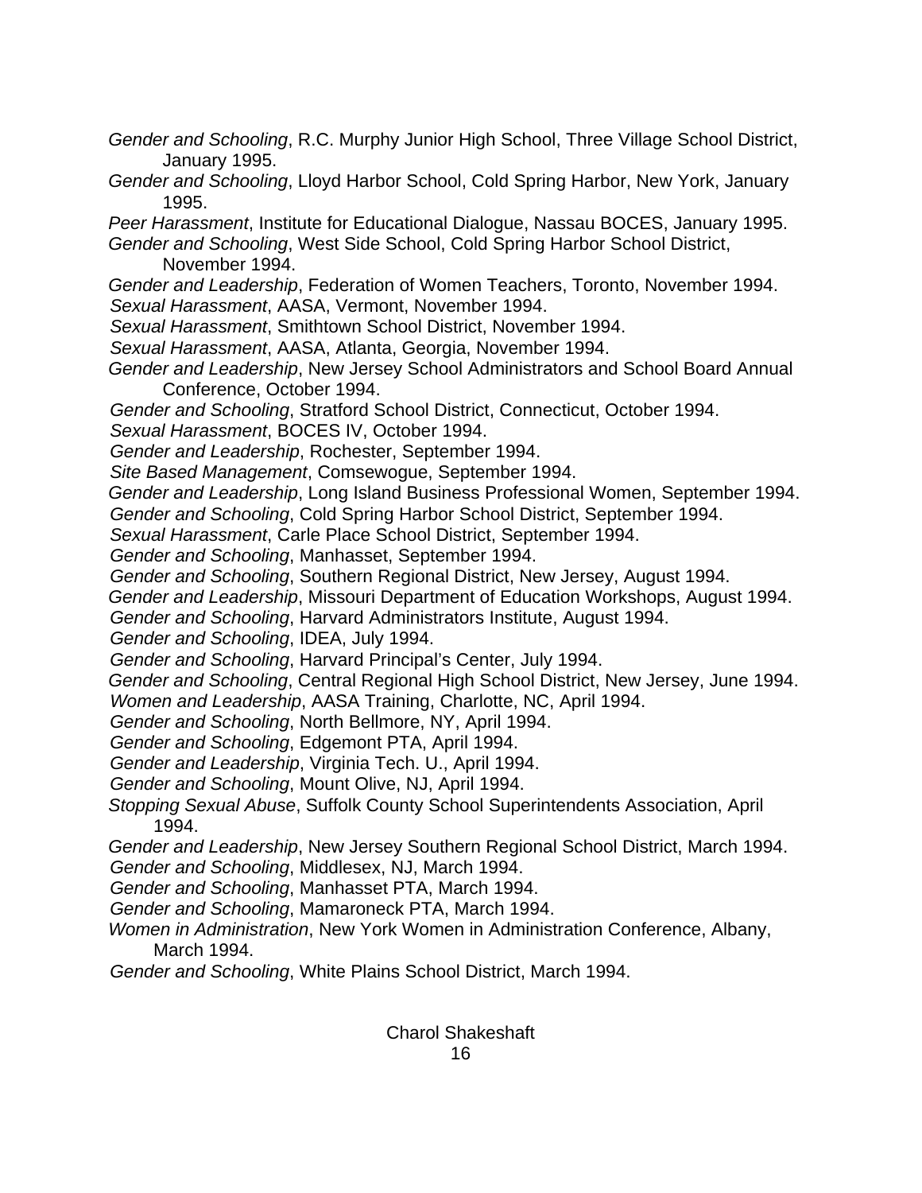*Gender and Schooling*, R.C. Murphy Junior High School, Three Village School District, January 1995.
*Gender and Schooling*, Lloyd Harbor School, Cold Spring Harbor, New York, January 1995.
*Peer Harassment*, Institute for Educational Dialogue, Nassau BOCES, January 1995.
*Gender and Schooling*, West Side School, Cold Spring Harbor School District, November 1994.
*Gender and Leadership*, Federation of Women Teachers, Toronto, November 1994.
*Sexual Harassment*, AASA, Vermont, November 1994.
*Sexual Harassment*, Smithtown School District, November 1994.
*Sexual Harassment*, AASA, Atlanta, Georgia, November 1994.
*Gender and Leadership*, New Jersey School Administrators and School Board Annual Conference, October 1994.
*Gender and Schooling*, Stratford School District, Connecticut, October 1994.
*Sexual Harassment*, BOCES IV, October 1994.
*Gender and Leadership*, Rochester, September 1994.
*Site Based Management*, Comsewogue, September 1994.
*Gender and Leadership*, Long Island Business Professional Women, September 1994.
*Gender and Schooling*, Cold Spring Harbor School District, September 1994.
*Sexual Harassment*, Carle Place School District, September 1994.
*Gender and Schooling*, Manhasset, September 1994.
*Gender and Schooling*, Southern Regional District, New Jersey, August 1994.
*Gender and Leadership*, Missouri Department of Education Workshops, August 1994.
*Gender and Schooling*, Harvard Administrators Institute, August 1994.
*Gender and Schooling*, IDEA, July 1994.
*Gender and Schooling*, Harvard Principal's Center, July 1994.
*Gender and Schooling*, Central Regional High School District, New Jersey, June 1994.
*Women and Leadership*, AASA Training, Charlotte, NC, April 1994.
*Gender and Schooling*, North Bellmore, NY, April 1994.
*Gender and Schooling*, Edgemont PTA, April 1994.
*Gender and Leadership*, Virginia Tech. U., April 1994.
*Gender and Schooling*, Mount Olive, NJ, April 1994.
*Stopping Sexual Abuse*, Suffolk County School Superintendents Association, April 1994.
*Gender and Leadership*, New Jersey Southern Regional School District, March 1994.
*Gender and Schooling*, Middlesex, NJ, March 1994.
*Gender and Schooling*, Manhasset PTA, March 1994.
*Gender and Schooling*, Mamaroneck PTA, March 1994.
*Women in Administration*, New York Women in Administration Conference, Albany, March 1994.
*Gender and Schooling*, White Plains School District, March 1994.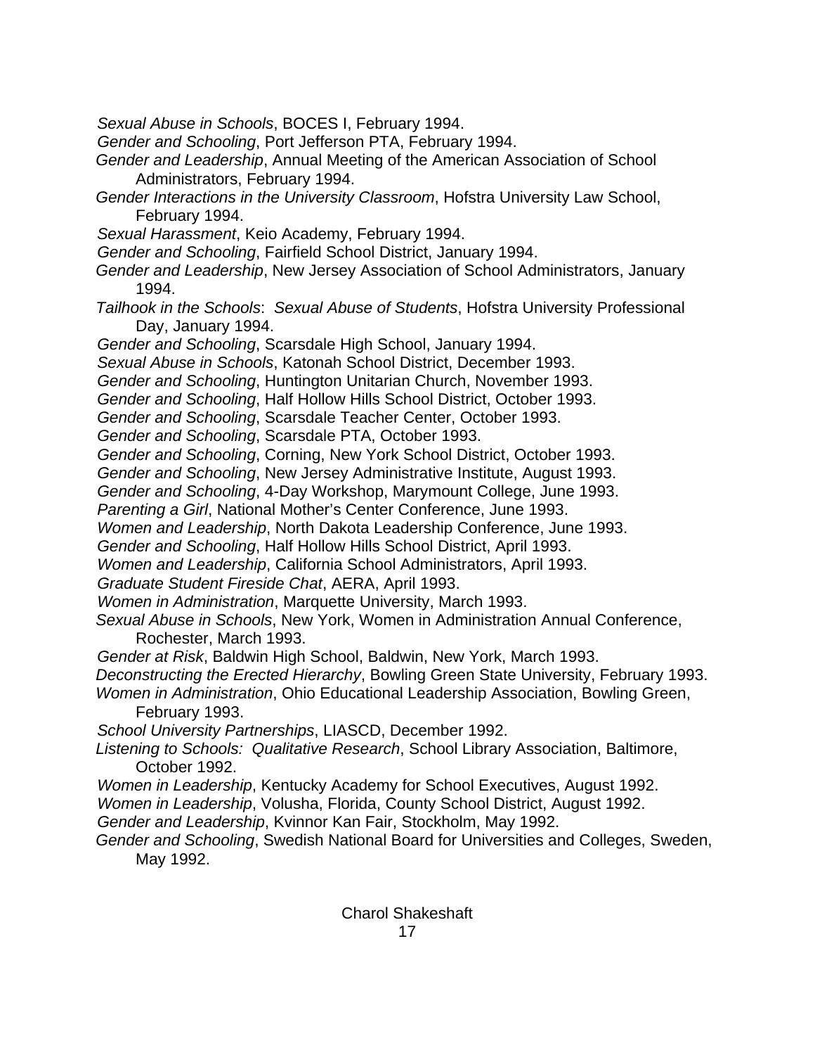*Sexual Abuse in Schools*, BOCES I, February 1994.

*Gender and Schooling*, Port Jefferson PTA, February 1994.

*Gender and Leadership*, Annual Meeting of the American Association of School Administrators, February 1994.

*Gender Interactions in the University Classroom*, Hofstra University Law School, February 1994.

*Sexual Harassment*, Keio Academy, February 1994.

*Gender and Schooling*, Fairfield School District, January 1994.

*Gender and Leadership*, New Jersey Association of School Administrators, January 1994.

*Tailhook in the Schools*: *Sexual Abuse of Students*, Hofstra University Professional Day, January 1994.

*Gender and Schooling*, Scarsdale High School, January 1994.

*Sexual Abuse in Schools*, Katonah School District, December 1993.

*Gender and Schooling*, Huntington Unitarian Church, November 1993.

*Gender and Schooling*, Half Hollow Hills School District, October 1993.

*Gender and Schooling*, Scarsdale Teacher Center, October 1993.

*Gender and Schooling*, Scarsdale PTA, October 1993.

*Gender and Schooling*, Corning, New York School District, October 1993.

*Gender and Schooling*, New Jersey Administrative Institute, August 1993.

*Gender and Schooling*, 4-Day Workshop, Marymount College, June 1993.

*Parenting a Girl*, National Mother's Center Conference, June 1993.

*Women and Leadership*, North Dakota Leadership Conference, June 1993.

*Gender and Schooling*, Half Hollow Hills School District, April 1993.

*Women and Leadership*, California School Administrators, April 1993.

*Graduate Student Fireside Chat*, AERA, April 1993.

*Women in Administration*, Marquette University, March 1993.

*Sexual Abuse in Schools*, New York, Women in Administration Annual Conference, Rochester, March 1993.

*Gender at Risk*, Baldwin High School, Baldwin, New York, March 1993.

*Deconstructing the Erected Hierarchy*, Bowling Green State University, February 1993.

*Women in Administration*, Ohio Educational Leadership Association, Bowling Green, February 1993.

*School University Partnerships*, LIASCD, December 1992.

*Listening to Schools: Qualitative Research*, School Library Association, Baltimore, October 1992.

*Women in Leadership*, Kentucky Academy for School Executives, August 1992.

*Women in Leadership*, Volusha, Florida, County School District, August 1992.

*Gender and Leadership*, Kvinnor Kan Fair, Stockholm, May 1992.

*Gender and Schooling*, Swedish National Board for Universities and Colleges, Sweden, May 1992.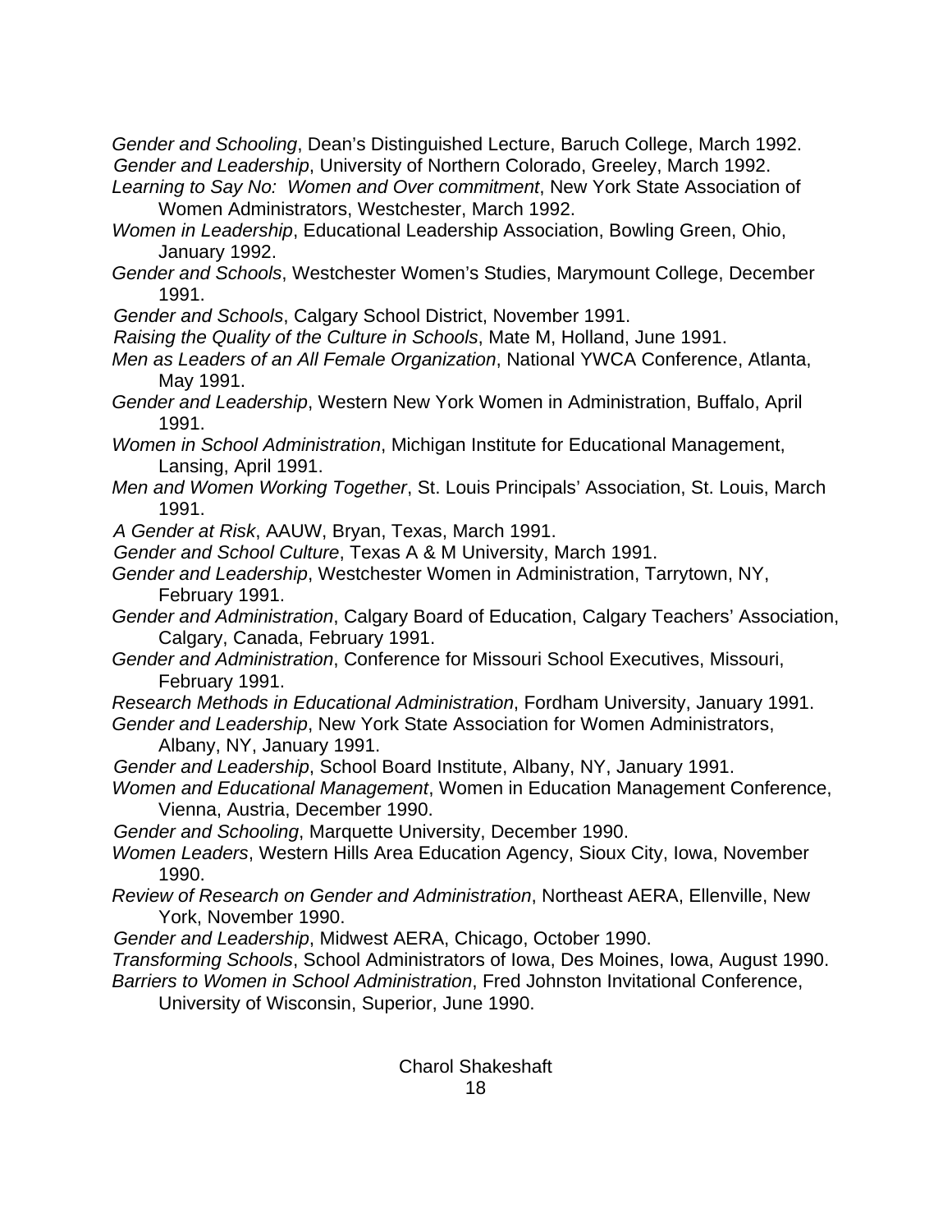*Gender and Schooling*, Dean's Distinguished Lecture, Baruch College, March 1992.
*Gender and Leadership*, University of Northern Colorado, Greeley, March 1992.
*Learning to Say No: Women and Over commitment*, New York State Association of Women Administrators, Westchester, March 1992.
*Women in Leadership*, Educational Leadership Association, Bowling Green, Ohio, January 1992.
*Gender and Schools*, Westchester Women's Studies, Marymount College, December 1991.
*Gender and Schools*, Calgary School District, November 1991.
*Raising the Quality of the Culture in Schools*, Mate M, Holland, June 1991.
*Men as Leaders of an All Female Organization*, National YWCA Conference, Atlanta, May 1991.
*Gender and Leadership*, Western New York Women in Administration, Buffalo, April 1991.
*Women in School Administration*, Michigan Institute for Educational Management, Lansing, April 1991.
*Men and Women Working Together*, St. Louis Principals' Association, St. Louis, March 1991.
*A Gender at Risk*, AAUW, Bryan, Texas, March 1991.
*Gender and School Culture*, Texas A & M University, March 1991.
*Gender and Leadership*, Westchester Women in Administration, Tarrytown, NY, February 1991.
*Gender and Administration*, Calgary Board of Education, Calgary Teachers' Association, Calgary, Canada, February 1991.
*Gender and Administration*, Conference for Missouri School Executives, Missouri, February 1991.
*Research Methods in Educational Administration*, Fordham University, January 1991.
*Gender and Leadership*, New York State Association for Women Administrators, Albany, NY, January 1991.
*Gender and Leadership*, School Board Institute, Albany, NY, January 1991.
*Women and Educational Management*, Women in Education Management Conference, Vienna, Austria, December 1990.
*Gender and Schooling*, Marquette University, December 1990.
*Women Leaders*, Western Hills Area Education Agency, Sioux City, Iowa, November 1990.
*Review of Research on Gender and Administration*, Northeast AERA, Ellenville, New York, November 1990.
*Gender and Leadership*, Midwest AERA, Chicago, October 1990.
*Transforming Schools*, School Administrators of Iowa, Des Moines, Iowa, August 1990.
*Barriers to Women in School Administration*, Fred Johnston Invitational Conference, University of Wisconsin, Superior, June 1990.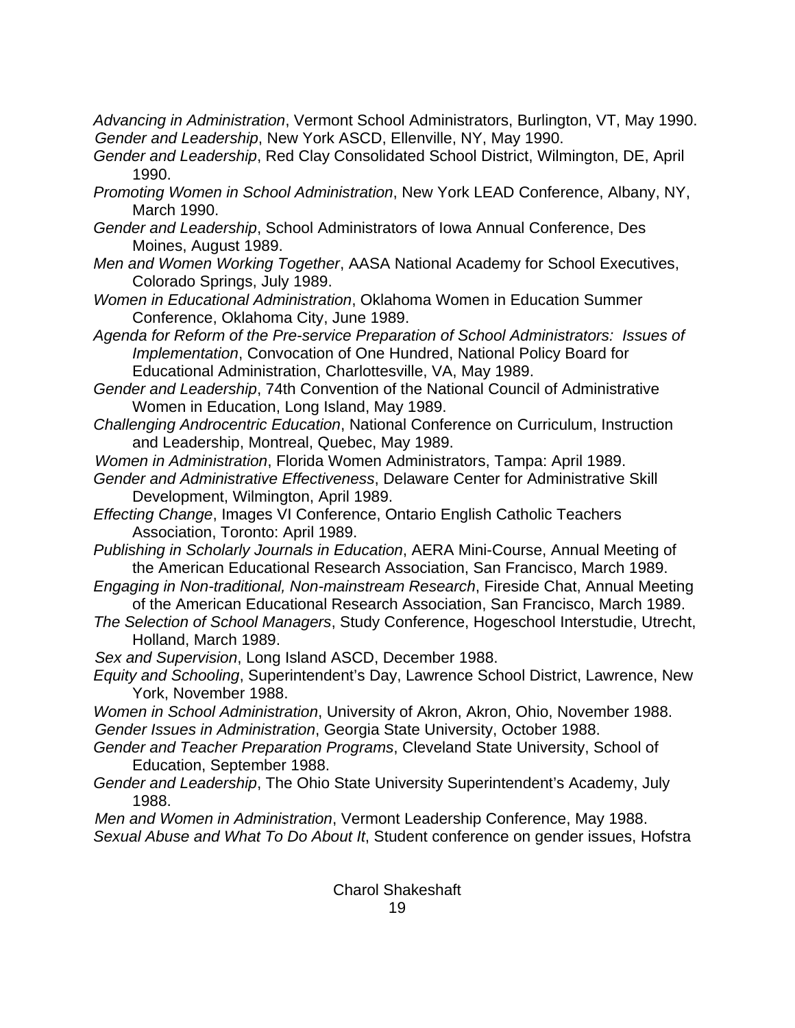*Advancing in Administration*, Vermont School Administrators, Burlington, VT, May 1990.

*Gender and Leadership*, New York ASCD, Ellenville, NY, May 1990.

*Gender and Leadership*, Red Clay Consolidated School District, Wilmington, DE, April 1990.

*Promoting Women in School Administration*, New York LEAD Conference, Albany, NY, March 1990.

*Gender and Leadership*, School Administrators of Iowa Annual Conference, Des Moines, August 1989.

*Men and Women Working Together*, AASA National Academy for School Executives, Colorado Springs, July 1989.

*Women in Educational Administration*, Oklahoma Women in Education Summer Conference, Oklahoma City, June 1989.

*Agenda for Reform of the Pre-service Preparation of School Administrators: Issues of Implementation*, Convocation of One Hundred, National Policy Board for Educational Administration, Charlottesville, VA, May 1989.

*Gender and Leadership*, 74th Convention of the National Council of Administrative Women in Education, Long Island, May 1989.

*Challenging Androcentric Education*, National Conference on Curriculum, Instruction and Leadership, Montreal, Quebec, May 1989.

*Women in Administration*, Florida Women Administrators, Tampa: April 1989.

*Gender and Administrative Effectiveness*, Delaware Center for Administrative Skill Development, Wilmington, April 1989.

*Effecting Change*, Images VI Conference, Ontario English Catholic Teachers Association, Toronto: April 1989.

*Publishing in Scholarly Journals in Education*, AERA Mini-Course, Annual Meeting of the American Educational Research Association, San Francisco, March 1989.

*Engaging in Non-traditional, Non-mainstream Research*, Fireside Chat, Annual Meeting of the American Educational Research Association, San Francisco, March 1989.

*The Selection of School Managers*, Study Conference, Hogeschool Interstudie, Utrecht, Holland, March 1989.

*Sex and Supervision*, Long Island ASCD, December 1988.

*Equity and Schooling*, Superintendent's Day, Lawrence School District, Lawrence, New York, November 1988.

*Women in School Administration*, University of Akron, Akron, Ohio, November 1988.

*Gender Issues in Administration*, Georgia State University, October 1988.

*Gender and Teacher Preparation Programs*, Cleveland State University, School of Education, September 1988.

*Gender and Leadership*, The Ohio State University Superintendent's Academy, July 1988.

*Men and Women in Administration*, Vermont Leadership Conference, May 1988.

*Sexual Abuse and What To Do About It*, Student conference on gender issues, Hofstra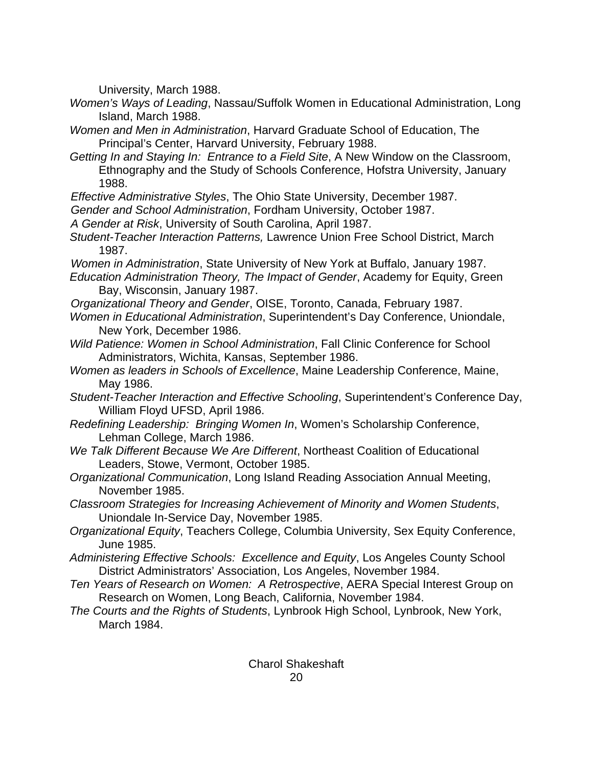University, March 1988.

*Women's Ways of Leading*, Nassau/Suffolk Women in Educational Administration, Long Island, March 1988.

*Women and Men in Administration*, Harvard Graduate School of Education, The Principal's Center, Harvard University, February 1988.

*Getting In and Staying In: Entrance to a Field Site*, A New Window on the Classroom, Ethnography and the Study of Schools Conference, Hofstra University, January 1988.

*Effective Administrative Styles*, The Ohio State University, December 1987.

*Gender and School Administration*, Fordham University, October 1987.

*A Gender at Risk*, University of South Carolina, April 1987.

*Student-Teacher Interaction Patterns,* Lawrence Union Free School District, March 1987.

*Women in Administration*, State University of New York at Buffalo, January 1987.

*Education Administration Theory, The Impact of Gender*, Academy for Equity, Green Bay, Wisconsin, January 1987.

*Organizational Theory and Gender*, OISE, Toronto, Canada, February 1987.

*Women in Educational Administration*, Superintendent's Day Conference, Uniondale, New York, December 1986.

*Wild Patience: Women in School Administration*, Fall Clinic Conference for School Administrators, Wichita, Kansas, September 1986.

*Women as leaders in Schools of Excellence*, Maine Leadership Conference, Maine, May 1986.

*Student-Teacher Interaction and Effective Schooling*, Superintendent's Conference Day, William Floyd UFSD, April 1986.

*Redefining Leadership: Bringing Women In*, Women's Scholarship Conference, Lehman College, March 1986.

*We Talk Different Because We Are Different*, Northeast Coalition of Educational Leaders, Stowe, Vermont, October 1985.

*Organizational Communication*, Long Island Reading Association Annual Meeting, November 1985.

*Classroom Strategies for Increasing Achievement of Minority and Women Students*, Uniondale In-Service Day, November 1985.

*Organizational Equity*, Teachers College, Columbia University, Sex Equity Conference, June 1985.

*Administering Effective Schools: Excellence and Equity*, Los Angeles County School District Administrators' Association, Los Angeles, November 1984.

*Ten Years of Research on Women: A Retrospective*, AERA Special Interest Group on Research on Women, Long Beach, California, November 1984.

*The Courts and the Rights of Students*, Lynbrook High School, Lynbrook, New York, March 1984.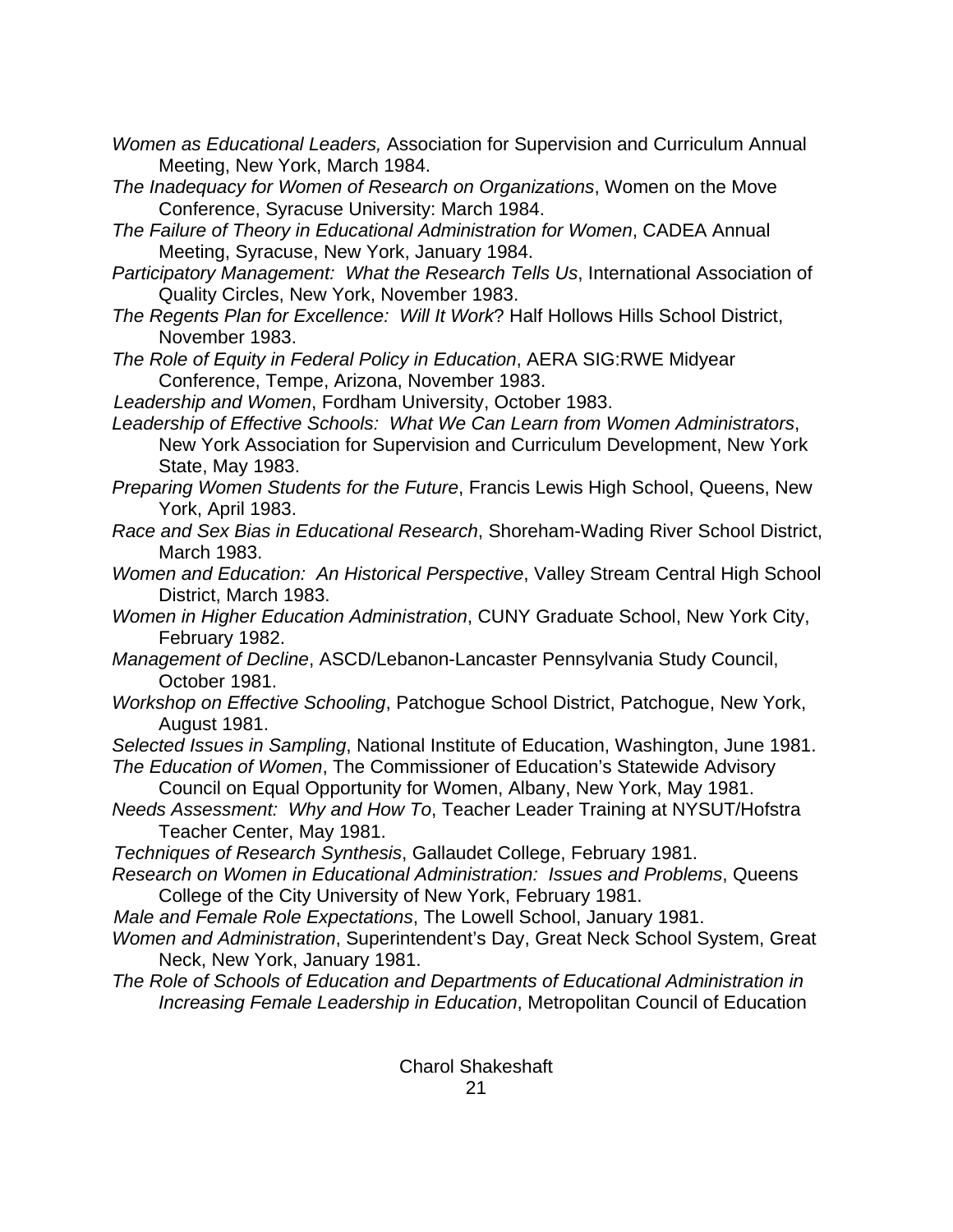*Women as Educational Leaders,* Association for Supervision and Curriculum Annual Meeting, New York, March 1984.

*The Inadequacy for Women of Research on Organizations*, Women on the Move Conference, Syracuse University: March 1984.

*The Failure of Theory in Educational Administration for Women*, CADEA Annual Meeting, Syracuse, New York, January 1984.

*Participatory Management: What the Research Tells Us*, International Association of Quality Circles, New York, November 1983.

*The Regents Plan for Excellence: Will It Work*? Half Hollows Hills School District, November 1983.

*The Role of Equity in Federal Policy in Education*, AERA SIG:RWE Midyear Conference, Tempe, Arizona, November 1983.

*Leadership and Women*, Fordham University, October 1983.

*Leadership of Effective Schools: What We Can Learn from Women Administrators*, New York Association for Supervision and Curriculum Development, New York State, May 1983.

*Preparing Women Students for the Future*, Francis Lewis High School, Queens, New York, April 1983.

*Race and Sex Bias in Educational Research*, Shoreham-Wading River School District, March 1983.

*Women and Education: An Historical Perspective*, Valley Stream Central High School District, March 1983.

*Women in Higher Education Administration*, CUNY Graduate School, New York City, February 1982.

*Management of Decline*, ASCD/Lebanon-Lancaster Pennsylvania Study Council, October 1981.

*Workshop on Effective Schooling*, Patchogue School District, Patchogue, New York, August 1981.

*Selected Issues in Sampling*, National Institute of Education, Washington, June 1981.

*The Education of Women*, The Commissioner of Education's Statewide Advisory Council on Equal Opportunity for Women, Albany, New York, May 1981.

*Needs Assessment: Why and How To*, Teacher Leader Training at NYSUT/Hofstra Teacher Center, May 1981.

*Techniques of Research Synthesis*, Gallaudet College, February 1981.

*Research on Women in Educational Administration: Issues and Problems*, Queens College of the City University of New York, February 1981.

*Male and Female Role Expectations*, The Lowell School, January 1981.

*Women and Administration*, Superintendent's Day, Great Neck School System, Great Neck, New York, January 1981.

*The Role of Schools of Education and Departments of Educational Administration in Increasing Female Leadership in Education*, Metropolitan Council of Education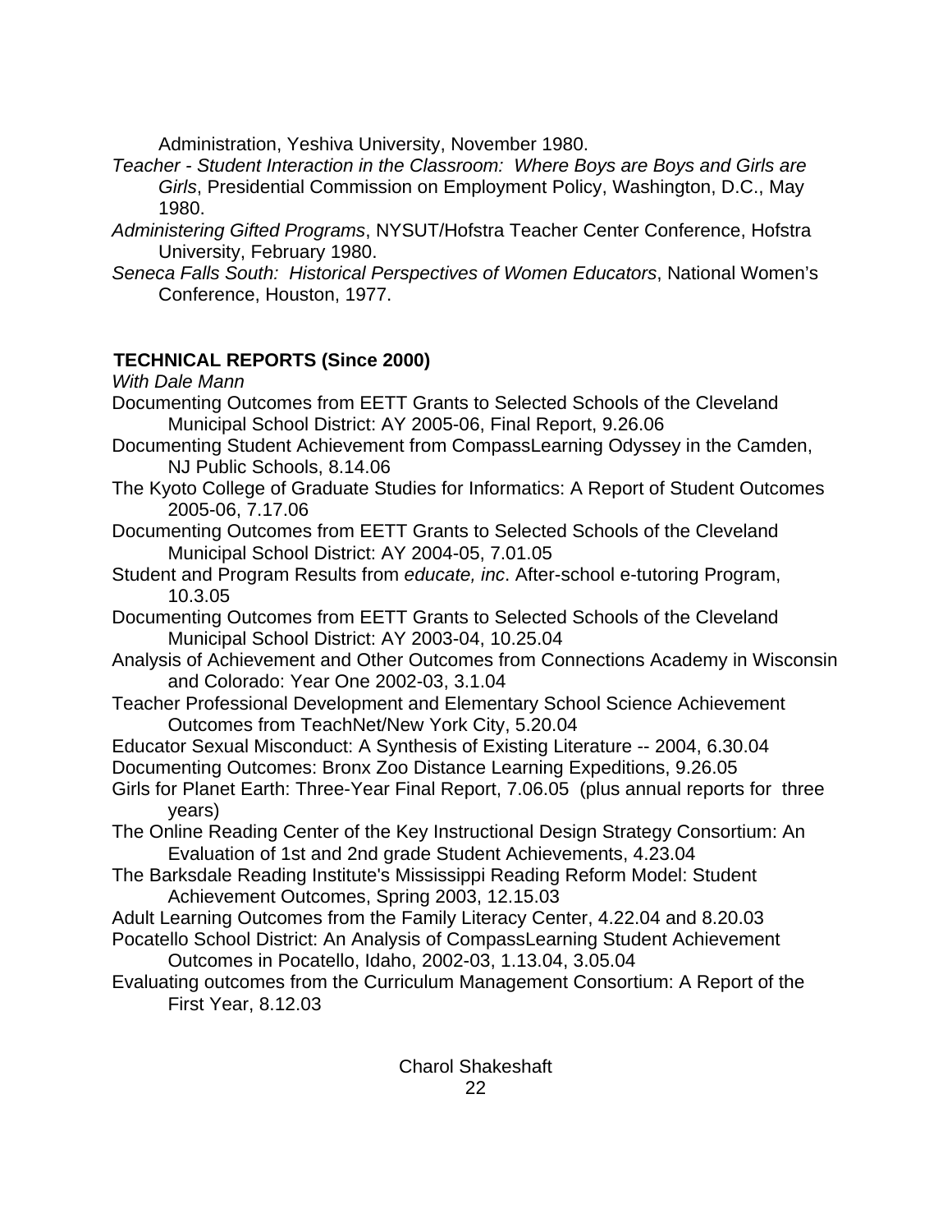Administration, Yeshiva University, November 1980.

*Teacher - Student Interaction in the Classroom: Where Boys are Boys and Girls are Girls*, Presidential Commission on Employment Policy, Washington, D.C., May 1980.

*Administering Gifted Programs*, NYSUT/Hofstra Teacher Center Conference, Hofstra University, February 1980.

*Seneca Falls South: Historical Perspectives of Women Educators*, National Women's Conference, Houston, 1977.

**TECHNICAL REPORTS (Since 2000)**

*With Dale Mann*

Documenting Outcomes from EETT Grants to Selected Schools of the Cleveland Municipal School District: AY 2005-06, Final Report, 9.26.06

Documenting Student Achievement from CompassLearning Odyssey in the Camden, NJ Public Schools, 8.14.06

The Kyoto College of Graduate Studies for Informatics: A Report of Student Outcomes 2005-06, 7.17.06

Documenting Outcomes from EETT Grants to Selected Schools of the Cleveland Municipal School District: AY 2004-05, 7.01.05

Student and Program Results from *educate, inc*. After-school e-tutoring Program, 10.3.05

Documenting Outcomes from EETT Grants to Selected Schools of the Cleveland Municipal School District: AY 2003-04, 10.25.04

Analysis of Achievement and Other Outcomes from Connections Academy in Wisconsin and Colorado: Year One 2002-03, 3.1.04

Teacher Professional Development and Elementary School Science Achievement Outcomes from TeachNet/New York City, 5.20.04

Educator Sexual Misconduct: A Synthesis of Existing Literature -- 2004, 6.30.04

Documenting Outcomes: Bronx Zoo Distance Learning Expeditions, 9.26.05

Girls for Planet Earth: Three-Year Final Report, 7.06.05 (plus annual reports for three years)

The Online Reading Center of the Key Instructional Design Strategy Consortium: An Evaluation of 1st and 2nd grade Student Achievements, 4.23.04

The Barksdale Reading Institute's Mississippi Reading Reform Model: Student Achievement Outcomes, Spring 2003, 12.15.03

Adult Learning Outcomes from the Family Literacy Center, 4.22.04 and 8.20.03

Pocatello School District: An Analysis of CompassLearning Student Achievement Outcomes in Pocatello, Idaho, 2002-03, 1.13.04, 3.05.04

Evaluating outcomes from the Curriculum Management Consortium: A Report of the First Year, 8.12.03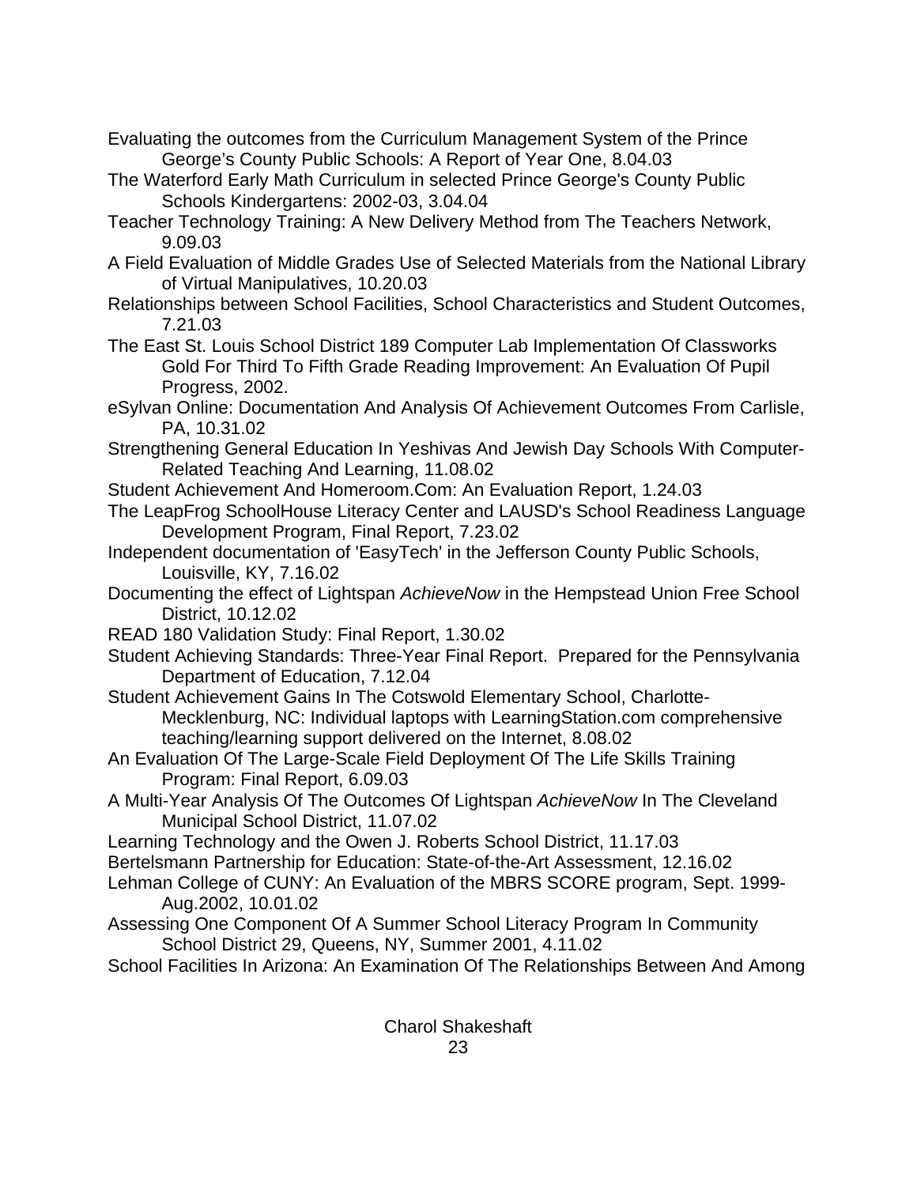Evaluating the outcomes from the Curriculum Management System of the Prince George's County Public Schools: A Report of Year One, 8.04.03

The Waterford Early Math Curriculum in selected Prince George's County Public Schools Kindergartens: 2002-03, 3.04.04

Teacher Technology Training: A New Delivery Method from The Teachers Network, 9.09.03

A Field Evaluation of Middle Grades Use of Selected Materials from the National Library of Virtual Manipulatives, 10.20.03

Relationships between School Facilities, School Characteristics and Student Outcomes, 7.21.03

The East St. Louis School District 189 Computer Lab Implementation Of Classworks Gold For Third To Fifth Grade Reading Improvement: An Evaluation Of Pupil Progress, 2002.

eSylvan Online: Documentation And Analysis Of Achievement Outcomes From Carlisle, PA, 10.31.02

Strengthening General Education In Yeshivas And Jewish Day Schools With Computer-Related Teaching And Learning, 11.08.02

Student Achievement And Homeroom.Com: An Evaluation Report, 1.24.03

The LeapFrog SchoolHouse Literacy Center and LAUSD's School Readiness Language Development Program, Final Report, 7.23.02

Independent documentation of 'EasyTech' in the Jefferson County Public Schools, Louisville, KY, 7.16.02

Documenting the effect of Lightspan *AchieveNow* in the Hempstead Union Free School District, 10.12.02

READ 180 Validation Study: Final Report, 1.30.02

Student Achieving Standards: Three-Year Final Report. Prepared for the Pennsylvania Department of Education, 7.12.04

Student Achievement Gains In The Cotswold Elementary School, Charlotte-Mecklenburg, NC: Individual laptops with LearningStation.com comprehensive teaching/learning support delivered on the Internet, 8.08.02

An Evaluation Of The Large-Scale Field Deployment Of The Life Skills Training Program: Final Report, 6.09.03

A Multi-Year Analysis Of The Outcomes Of Lightspan *AchieveNow* In The Cleveland Municipal School District, 11.07.02

Learning Technology and the Owen J. Roberts School District, 11.17.03

Bertelsmann Partnership for Education: State-of-the-Art Assessment, 12.16.02

Lehman College of CUNY: An Evaluation of the MBRS SCORE program, Sept. 1999-Aug.2002, 10.01.02

Assessing One Component Of A Summer School Literacy Program In Community School District 29, Queens, NY, Summer 2001, 4.11.02

School Facilities In Arizona: An Examination Of The Relationships Between And Among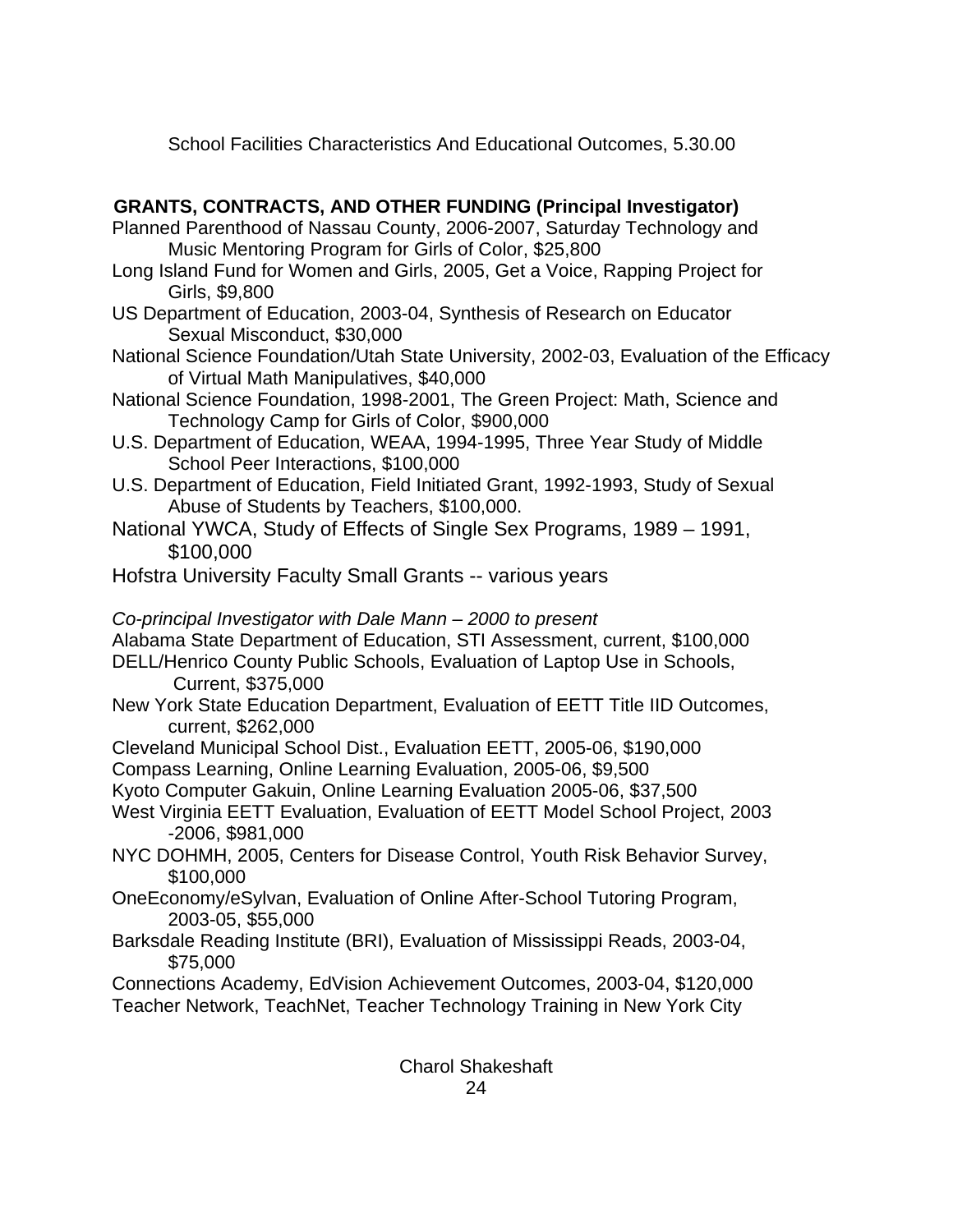School Facilities Characteristics And Educational Outcomes, 5.30.00

**GRANTS, CONTRACTS, AND OTHER FUNDING (Principal Investigator)**

Planned Parenthood of Nassau County, 2006-2007, Saturday Technology and Music Mentoring Program for Girls of Color, $25,800

Long Island Fund for Women and Girls, 2005, Get a Voice, Rapping Project for Girls, $9,800

US Department of Education, 2003-04, Synthesis of Research on Educator Sexual Misconduct, $30,000

National Science Foundation/Utah State University, 2002-03, Evaluation of the Efficacy of Virtual Math Manipulatives, $40,000

National Science Foundation, 1998-2001, The Green Project: Math, Science and Technology Camp for Girls of Color, $900,000

U.S. Department of Education, WEAA, 1994-1995, Three Year Study of Middle School Peer Interactions, $100,000

U.S. Department of Education, Field Initiated Grant, 1992-1993, Study of Sexual Abuse of Students by Teachers, $100,000.

National YWCA, Study of Effects of Single Sex Programs, 1989 – 1991, $100,000

Hofstra University Faculty Small Grants -- various years

*Co-principal Investigator with Dale Mann – 2000 to present*

Alabama State Department of Education, STI Assessment, current, $100,000

DELL/Henrico County Public Schools, Evaluation of Laptop Use in Schools, Current, $375,000

New York State Education Department, Evaluation of EETT Title IID Outcomes, current, $262,000

Cleveland Municipal School Dist., Evaluation EETT, 2005-06, $190,000

Compass Learning, Online Learning Evaluation, 2005-06, $9,500

Kyoto Computer Gakuin, Online Learning Evaluation 2005-06, $37,500

West Virginia EETT Evaluation, Evaluation of EETT Model School Project, 2003 -2006, $981,000

NYC DOHMH, 2005, Centers for Disease Control, Youth Risk Behavior Survey, $100,000

OneEconomy/eSylvan, Evaluation of Online After-School Tutoring Program, 2003-05, $55,000

Barksdale Reading Institute (BRI), Evaluation of Mississippi Reads, 2003-04, $75,000

Connections Academy, EdVision Achievement Outcomes, 2003-04, $120,000

Teacher Network, TeachNet, Teacher Technology Training in New York City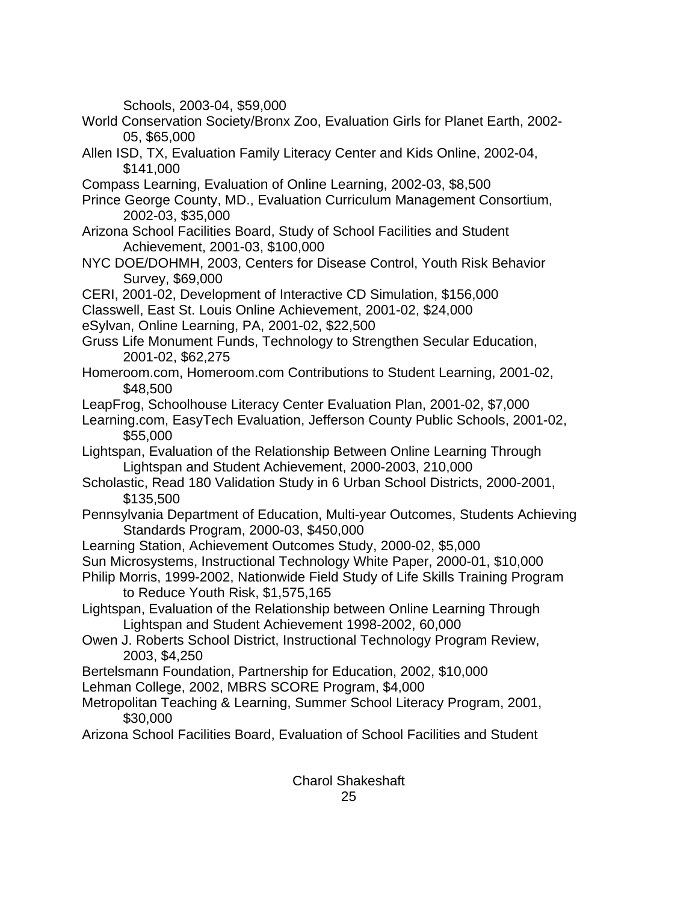Schools, 2003-04, $59,000

World Conservation Society/Bronx Zoo, Evaluation Girls for Planet Earth, 2002-05, $65,000

Allen ISD, TX, Evaluation Family Literacy Center and Kids Online, 2002-04, $141,000

Compass Learning, Evaluation of Online Learning, 2002-03, $8,500

Prince George County, MD., Evaluation Curriculum Management Consortium, 2002-03, $35,000

Arizona School Facilities Board, Study of School Facilities and Student Achievement, 2001-03, $100,000

NYC DOE/DOHMH, 2003, Centers for Disease Control, Youth Risk Behavior Survey, $69,000

CERI, 2001-02, Development of Interactive CD Simulation, $156,000

Classwell, East St. Louis Online Achievement, 2001-02, $24,000

eSylvan, Online Learning, PA, 2001-02, $22,500

Gruss Life Monument Funds, Technology to Strengthen Secular Education, 2001-02, $62,275

Homeroom.com, Homeroom.com Contributions to Student Learning, 2001-02, $48,500

LeapFrog, Schoolhouse Literacy Center Evaluation Plan, 2001-02, $7,000

Learning.com, EasyTech Evaluation, Jefferson County Public Schools, 2001-02, $55,000

Lightspan, Evaluation of the Relationship Between Online Learning Through Lightspan and Student Achievement, 2000-2003, 210,000

Scholastic, Read 180 Validation Study in 6 Urban School Districts, 2000-2001, $135,500

Pennsylvania Department of Education, Multi-year Outcomes, Students Achieving Standards Program, 2000-03, $450,000

Learning Station, Achievement Outcomes Study, 2000-02, $5,000

Sun Microsystems, Instructional Technology White Paper, 2000-01, $10,000

Philip Morris, 1999-2002, Nationwide Field Study of Life Skills Training Program to Reduce Youth Risk, $1,575,165

Lightspan, Evaluation of the Relationship between Online Learning Through Lightspan and Student Achievement 1998-2002, 60,000

Owen J. Roberts School District, Instructional Technology Program Review, 2003, $4,250

Bertelsmann Foundation, Partnership for Education, 2002, $10,000

Lehman College, 2002, MBRS SCORE Program, $4,000

Metropolitan Teaching & Learning, Summer School Literacy Program, 2001, $30,000

Arizona School Facilities Board, Evaluation of School Facilities and Student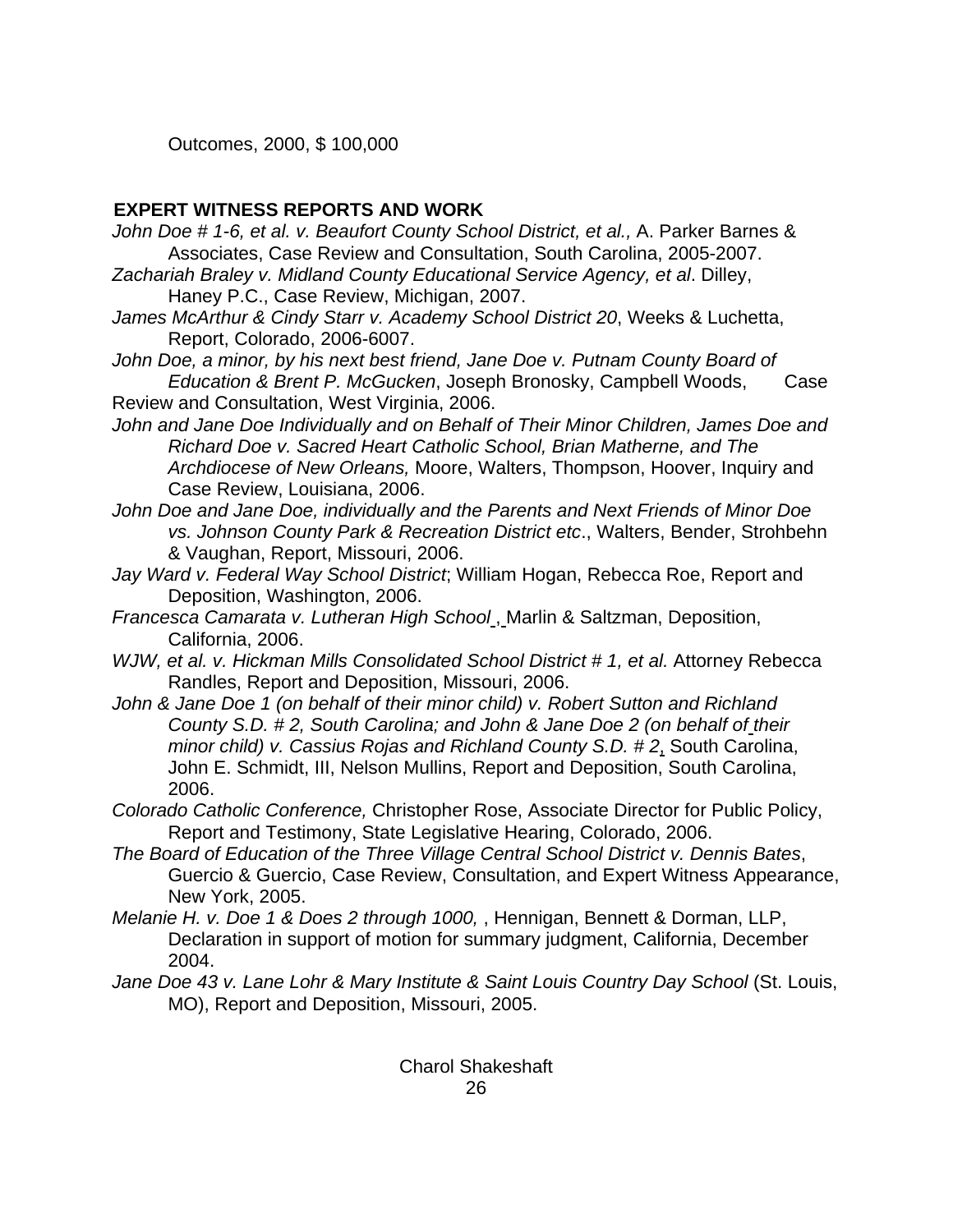Outcomes, 2000, $ 100,000

## EXPERT WITNESS REPORTS AND WORK

*John Doe # 1-6, et al. v. Beaufort County School District, et al.,* A. Parker Barnes & Associates, Case Review and Consultation, South Carolina, 2005-2007.

*Zachariah Braley v. Midland County Educational Service Agency, et al*. Dilley, Haney P.C., Case Review, Michigan, 2007.

*James McArthur & Cindy Starr v. Academy School District 20*, Weeks & Luchetta, Report, Colorado, 2006-6007.

*John Doe, a minor, by his next best friend, Jane Doe v. Putnam County Board of Education & Brent P. McGucken*, Joseph Bronosky, Campbell Woods, Case Review and Consultation, West Virginia, 2006.

*John and Jane Doe Individually and on Behalf of Their Minor Children, James Doe and Richard Doe v. Sacred Heart Catholic School, Brian Matherne, and The Archdiocese of New Orleans,* Moore, Walters, Thompson, Hoover, Inquiry and Case Review, Louisiana, 2006.

*John Doe and Jane Doe, individually and the Parents and Next Friends of Minor Doe vs. Johnson County Park & Recreation District etc*., Walters, Bender, Strohbehn & Vaughan, Report, Missouri, 2006.

*Jay Ward v. Federal Way School District*; William Hogan, Rebecca Roe, Report and Deposition, Washington, 2006.

*Francesca Camarata v. Lutheran High School* , Marlin & Saltzman, Deposition, California, 2006.

*WJW, et al. v. Hickman Mills Consolidated School District # 1, et al.* Attorney Rebecca Randles, Report and Deposition, Missouri, 2006.

*John & Jane Doe 1 (on behalf of their minor child) v. Robert Sutton and Richland County S.D. # 2, South Carolina; and John & Jane Doe 2 (on behalf of their minor child) v. Cassius Rojas and Richland County S.D. # 2*, South Carolina, John E. Schmidt, III, Nelson Mullins, Report and Deposition, South Carolina, 2006.

*Colorado Catholic Conference,* Christopher Rose, Associate Director for Public Policy, Report and Testimony, State Legislative Hearing, Colorado, 2006.

*The Board of Education of the Three Village Central School District v. Dennis Bates*, Guercio & Guercio, Case Review, Consultation, and Expert Witness Appearance, New York, 2005.

*Melanie H. v. Doe 1 & Does 2 through 1000,* , Hennigan, Bennett & Dorman, LLP, Declaration in support of motion for summary judgment, California, December 2004.

*Jane Doe 43 v. Lane Lohr & Mary Institute & Saint Louis Country Day School* (St. Louis, MO), Report and Deposition, Missouri, 2005.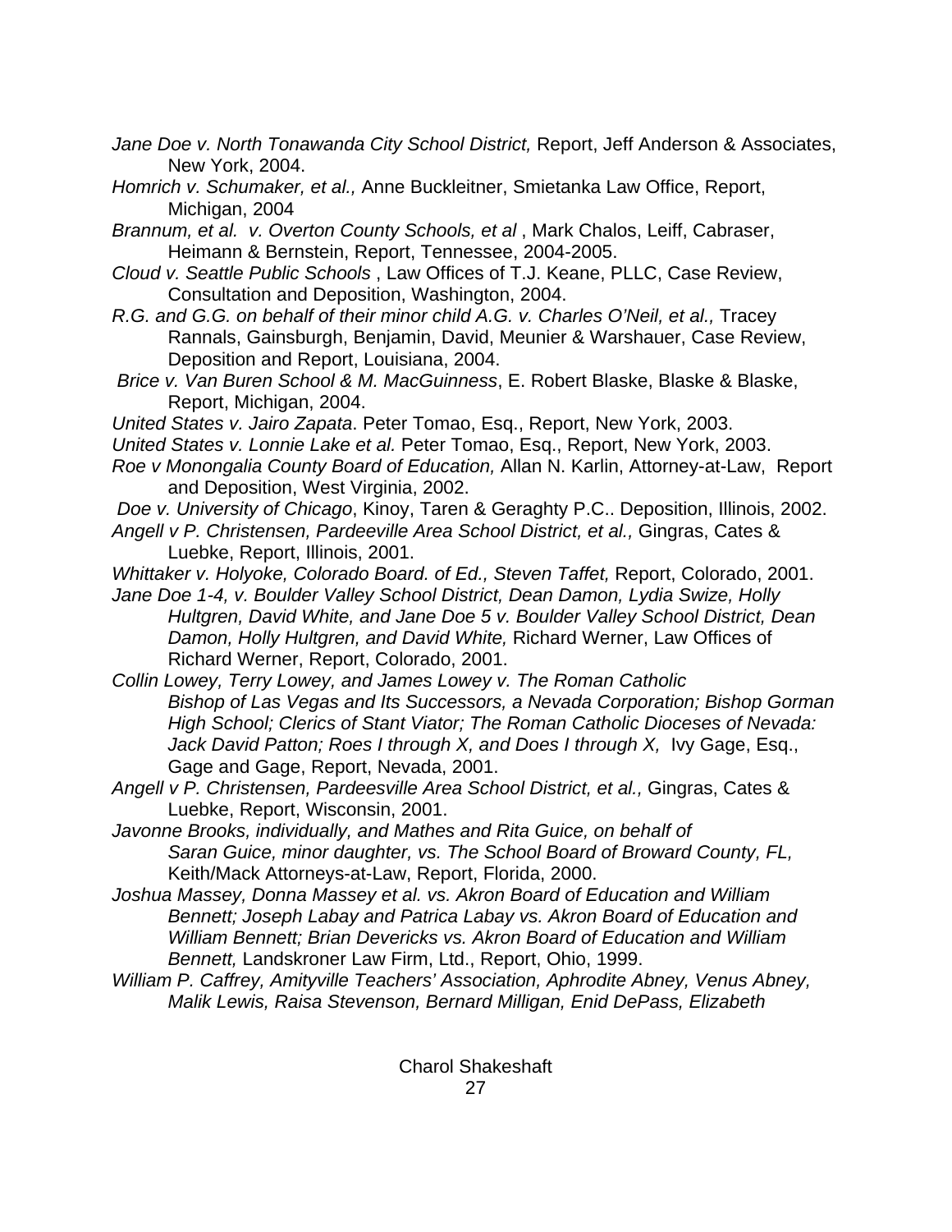*Jane Doe v. North Tonawanda City School District,* Report, Jeff Anderson & Associates, New York, 2004.

*Homrich v. Schumaker, et al.,* Anne Buckleitner, Smietanka Law Office, Report, Michigan, 2004

*Brannum, et al. v. Overton County Schools, et al* , Mark Chalos, Leiff, Cabraser, Heimann & Bernstein, Report, Tennessee, 2004-2005.

*Cloud v. Seattle Public Schools* , Law Offices of T.J. Keane, PLLC, Case Review, Consultation and Deposition, Washington, 2004.

*R.G. and G.G. on behalf of their minor child A.G. v. Charles O'Neil, et al.,* Tracey Rannals, Gainsburgh, Benjamin, David, Meunier & Warshauer, Case Review, Deposition and Report, Louisiana, 2004.

*Brice v. Van Buren School & M. MacGuinness*, E. Robert Blaske, Blaske & Blaske, Report, Michigan, 2004.

*United States v. Jairo Zapata*. Peter Tomao, Esq., Report, New York, 2003.

*United States v. Lonnie Lake et al.* Peter Tomao, Esq., Report, New York, 2003.

*Roe v Monongalia County Board of Education,* Allan N. Karlin, Attorney-at-Law, Report and Deposition, West Virginia, 2002.

*Doe v. University of Chicago*, Kinoy, Taren & Geraghty P.C.. Deposition, Illinois, 2002.

*Angell v P. Christensen, Pardeeville Area School District, et al.,* Gingras, Cates & Luebke, Report, Illinois, 2001.

*Whittaker v. Holyoke, Colorado Board. of Ed., Steven Taffet,* Report, Colorado, 2001.

*Jane Doe 1-4, v. Boulder Valley School District, Dean Damon, Lydia Swize, Holly Hultgren, David White, and Jane Doe 5 v. Boulder Valley School District, Dean Damon, Holly Hultgren, and David White,* Richard Werner, Law Offices of Richard Werner, Report, Colorado, 2001.

*Collin Lowey, Terry Lowey, and James Lowey v. The Roman Catholic Bishop of Las Vegas and Its Successors, a Nevada Corporation; Bishop Gorman High School; Clerics of Stant Viator; The Roman Catholic Dioceses of Nevada: Jack David Patton; Roes I through X, and Does I through X,* Ivy Gage, Esq., Gage and Gage, Report, Nevada, 2001.

*Angell v P. Christensen, Pardeesville Area School District, et al.,* Gingras, Cates & Luebke, Report, Wisconsin, 2001.

*Javonne Brooks, individually, and Mathes and Rita Guice, on behalf of Saran Guice, minor daughter, vs. The School Board of Broward County, FL,* Keith/Mack Attorneys-at-Law, Report, Florida, 2000.

*Joshua Massey, Donna Massey et al. vs. Akron Board of Education and William Bennett; Joseph Labay and Patrica Labay vs. Akron Board of Education and William Bennett; Brian Devericks vs. Akron Board of Education and William Bennett,* Landskroner Law Firm, Ltd., Report, Ohio, 1999.

*William P. Caffrey, Amityville Teachers' Association, Aphrodite Abney, Venus Abney, Malik Lewis, Raisa Stevenson, Bernard Milligan, Enid DePass, Elizabeth*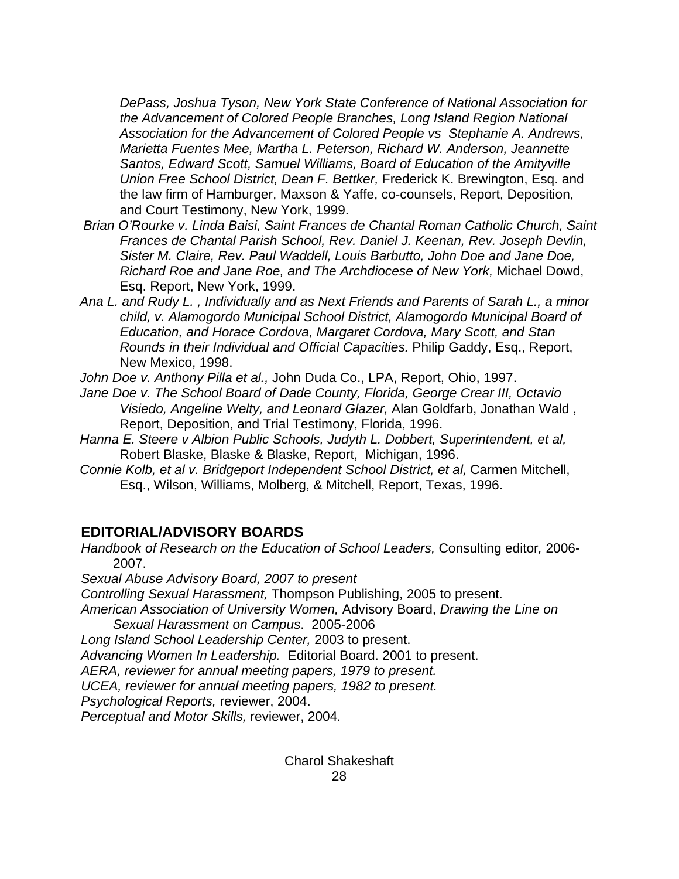*DePass, Joshua Tyson, New York State Conference of National Association for the Advancement of Colored People Branches, Long Island Region National Association for the Advancement of Colored People vs Stephanie A. Andrews, Marietta Fuentes Mee, Martha L. Peterson, Richard W. Anderson, Jeannette Santos, Edward Scott, Samuel Williams, Board of Education of the Amityville Union Free School District, Dean F. Bettker,* Frederick K. Brewington, Esq. and the law firm of Hamburger, Maxson & Yaffe, co-counsels, Report, Deposition, and Court Testimony, New York, 1999.

*Brian O'Rourke v. Linda Baisi, Saint Frances de Chantal Roman Catholic Church, Saint Frances de Chantal Parish School, Rev. Daniel J. Keenan, Rev. Joseph Devlin, Sister M. Claire, Rev. Paul Waddell, Louis Barbutto, John Doe and Jane Doe, Richard Roe and Jane Roe, and The Archdiocese of New York,* Michael Dowd, Esq. Report, New York, 1999.

*Ana L. and Rudy L. , Individually and as Next Friends and Parents of Sarah L., a minor child, v. Alamogordo Municipal School District, Alamogordo Municipal Board of Education, and Horace Cordova, Margaret Cordova, Mary Scott, and Stan Rounds in their Individual and Official Capacities.* Philip Gaddy, Esq., Report, New Mexico, 1998.

*John Doe v. Anthony Pilla et al.,* John Duda Co., LPA, Report, Ohio, 1997.

*Jane Doe v. The School Board of Dade County, Florida, George Crear III, Octavio Visiedo, Angeline Welty, and Leonard Glazer,* Alan Goldfarb, Jonathan Wald , Report, Deposition, and Trial Testimony, Florida, 1996.

*Hanna E. Steere v Albion Public Schools, Judyth L. Dobbert, Superintendent, et al,* Robert Blaske, Blaske & Blaske, Report, Michigan, 1996.

*Connie Kolb, et al v. Bridgeport Independent School District, et al,* Carmen Mitchell, Esq., Wilson, Williams, Molberg, & Mitchell, Report, Texas, 1996.

## EDITORIAL/ADVISORY BOARDS

*Handbook of Research on the Education of School Leaders,* Consulting editor, 2006-2007.

*Sexual Abuse Advisory Board, 2007 to present*

*Controlling Sexual Harassment,* Thompson Publishing, 2005 to present.

*American Association of University Women,* Advisory Board, *Drawing the Line on Sexual Harassment on Campus*. 2005-2006

*Long Island School Leadership Center,* 2003 to present.

*Advancing Women In Leadership.* Editorial Board. 2001 to present.

*AERA, reviewer for annual meeting papers, 1979 to present.*

*UCEA, reviewer for annual meeting papers, 1982 to present.*

*Psychological Reports,* reviewer, 2004.

*Perceptual and Motor Skills,* reviewer, 2004.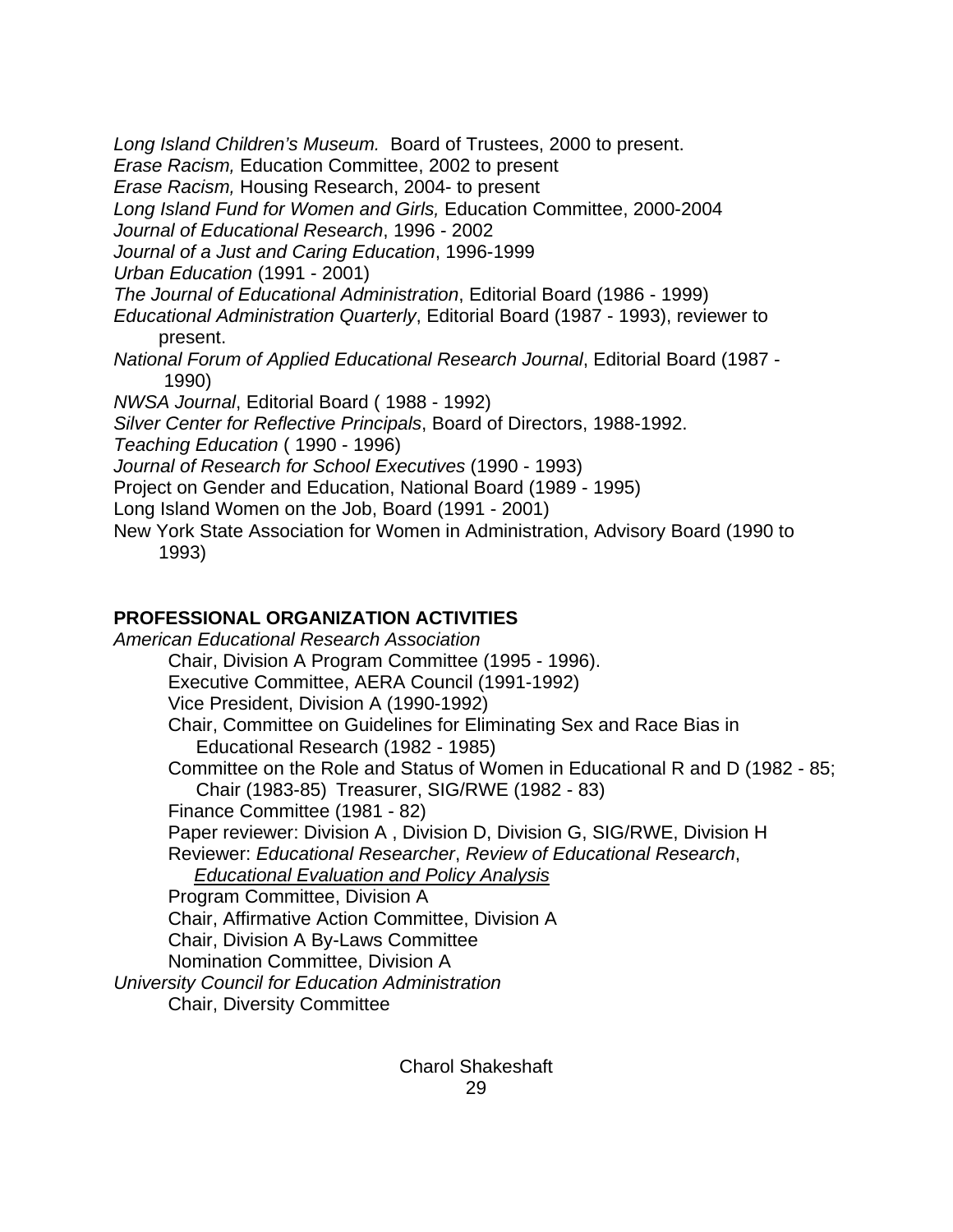*Long Island Children's Museum.* Board of Trustees, 2000 to present.
*Erase Racism,* Education Committee, 2002 to present
*Erase Racism,* Housing Research, 2004- to present
*Long Island Fund for Women and Girls,* Education Committee, 2000-2004
*Journal of Educational Research*, 1996 - 2002
*Journal of a Just and Caring Education*, 1996-1999
*Urban Education* (1991 - 2001)
*The Journal of Educational Administration*, Editorial Board (1986 - 1999)
*Educational Administration Quarterly*, Editorial Board (1987 - 1993), reviewer to present.
*National Forum of Applied Educational Research Journal*, Editorial Board (1987 - 1990)
*NWSA Journal*, Editorial Board ( 1988 - 1992)
*Silver Center for Reflective Principals*, Board of Directors, 1988-1992.
*Teaching Education* ( 1990 - 1996)
*Journal of Research for School Executives* (1990 - 1993)
Project on Gender and Education, National Board (1989 - 1995)
Long Island Women on the Job, Board (1991 - 2001)
New York State Association for Women in Administration, Advisory Board (1990 to 1993)

## PROFESSIONAL ORGANIZATION ACTIVITIES

*American Educational Research Association*

- Chair, Division A Program Committee (1995 - 1996).
- Executive Committee, AERA Council (1991-1992)
- Vice President, Division A (1990-1992)
- Chair, Committee on Guidelines for Eliminating Sex and Race Bias in Educational Research (1982 - 1985)
- Committee on the Role and Status of Women in Educational R and D (1982 - 85; Chair (1983-85) Treasurer, SIG/RWE (1982 - 83)
- Finance Committee (1981 - 82)
- Paper reviewer: Division A , Division D, Division G, SIG/RWE, Division H
- Reviewer: *Educational Researcher*, *Review of Educational Research*, *Educational Evaluation and Policy Analysis*
- Program Committee, Division A
- Chair, Affirmative Action Committee, Division A
- Chair, Division A By-Laws Committee
- Nomination Committee, Division A

*University Council for Education Administration*

- Chair, Diversity Committee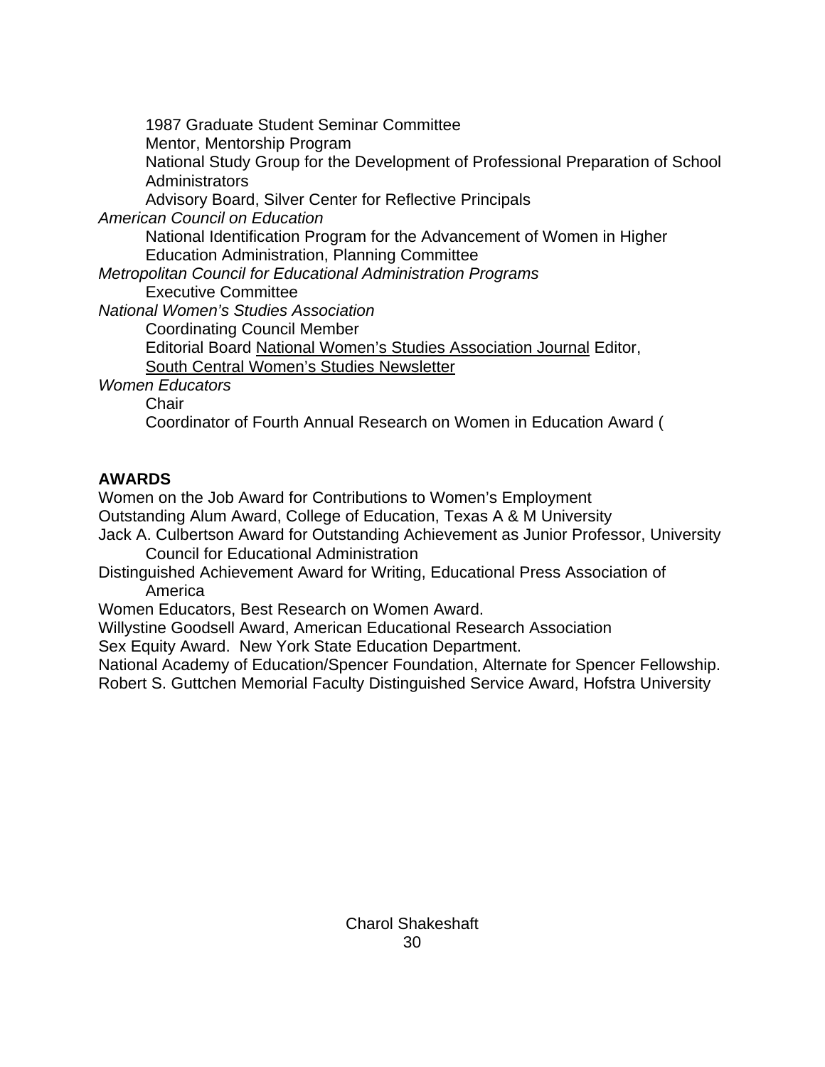1987 Graduate Student Seminar Committee
Mentor, Mentorship Program
National Study Group for the Development of Professional Preparation of School Administrators
Advisory Board, Silver Center for Reflective Principals

*American Council on Education*
National Identification Program for the Advancement of Women in Higher Education Administration, Planning Committee

*Metropolitan Council for Educational Administration Programs*
Executive Committee

*National Women's Studies Association*
Coordinating Council Member
Editorial Board <u>National Women's Studies Association Journal</u> Editor, <u>South Central Women's Studies Newsletter</u>

*Women Educators*
Chair
Coordinator of Fourth Annual Research on Women in Education Award (

**AWARDS**

Women on the Job Award for Contributions to Women's Employment
Outstanding Alum Award, College of Education, Texas A & M University
Jack A. Culbertson Award for Outstanding Achievement as Junior Professor, University Council for Educational Administration
Distinguished Achievement Award for Writing, Educational Press Association of America
Women Educators, Best Research on Women Award.
Willystine Goodsell Award, American Educational Research Association
Sex Equity Award. New York State Education Department.
National Academy of Education/Spencer Foundation, Alternate for Spencer Fellowship.
Robert S. Guttchen Memorial Faculty Distinguished Service Award, Hofstra University